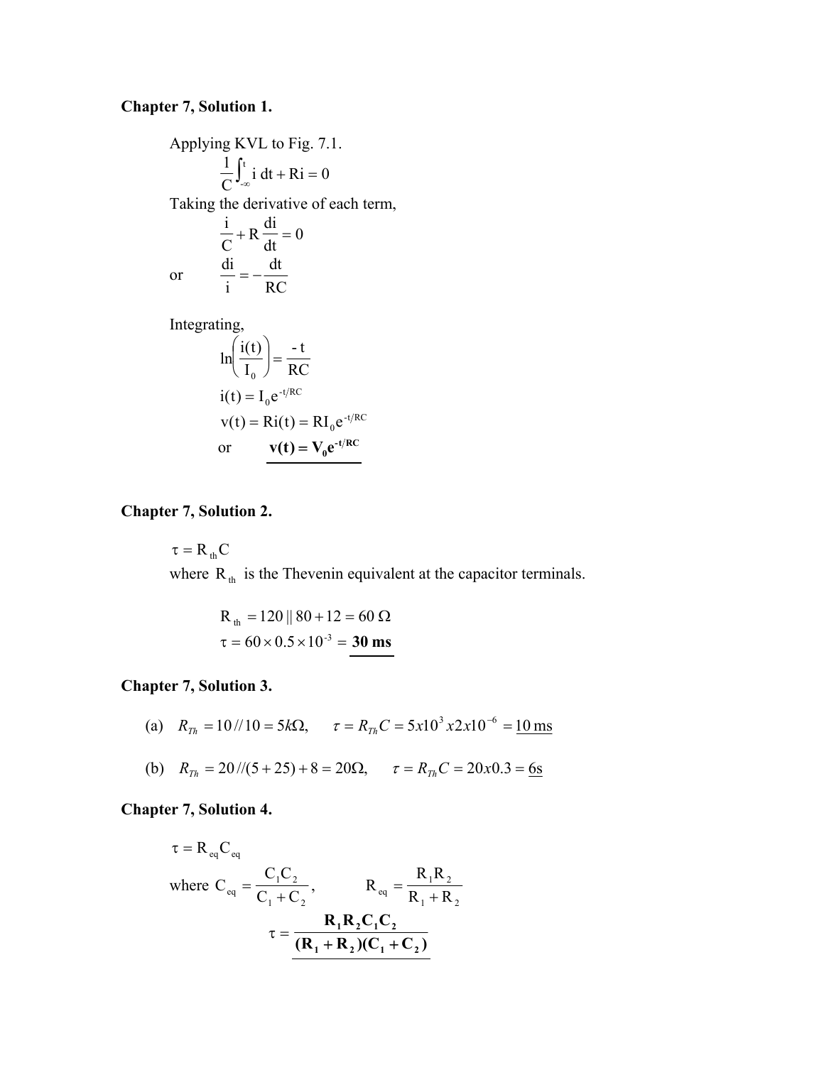**Chapter 7, Solution 1.**

Applying KVL to Fig. 7.1.

$$\frac{1}{C}\int_{-\infty}^{t} i\,dt + Ri = 0$$

Taking the derivative of each term,

$$\frac{i}{C} + R\frac{di}{dt} = 0$$

or

$$\frac{di}{i} = -\frac{dt}{RC}$$

Integrating,

$$\ln\left(\frac{i(t)}{I_0}\right) = \frac{-t}{RC}$$

$$i(t) = I_0 e^{-t/RC}$$

$$v(t) = Ri(t) = RI_0 e^{-t/RC}$$

or $\underline{\mathbf{v(t) = V_0 e^{-t/RC}}}$

**Chapter 7, Solution 2.**

$\tau = R_{th}C$

where $R_{th}$ is the Thevenin equivalent at the capacitor terminals.

$$R_{th} = 120 \,||\, 80 + 12 = 60\ \Omega$$

$$\tau = 60 \times 0.5 \times 10^{-3} = \underline{\mathbf{30\ ms}}$$

**Chapter 7, Solution 3.**

(a) $R_{Th} = 10 // 10 = 5k\Omega, \qquad \tau = R_{Th}C = 5x10^3 x2x10^{-6} = \underline{10\ \text{ms}}$

(b) $R_{Th} = 20 //(5 + 25) + 8 = 20\Omega, \qquad \tau = R_{Th}C = 20x0.3 = \underline{6\text{s}}$

**Chapter 7, Solution 4.**

$\tau = R_{eq}C_{eq}$

where $C_{eq} = \dfrac{C_1 C_2}{C_1 + C_2}, \qquad R_{eq} = \dfrac{R_1 R_2}{R_1 + R_2}$

$$\tau = \underline{\mathbf{\frac{R_1 R_2 C_1 C_2}{(R_1 + R_2)(C_1 + C_2)}}}$$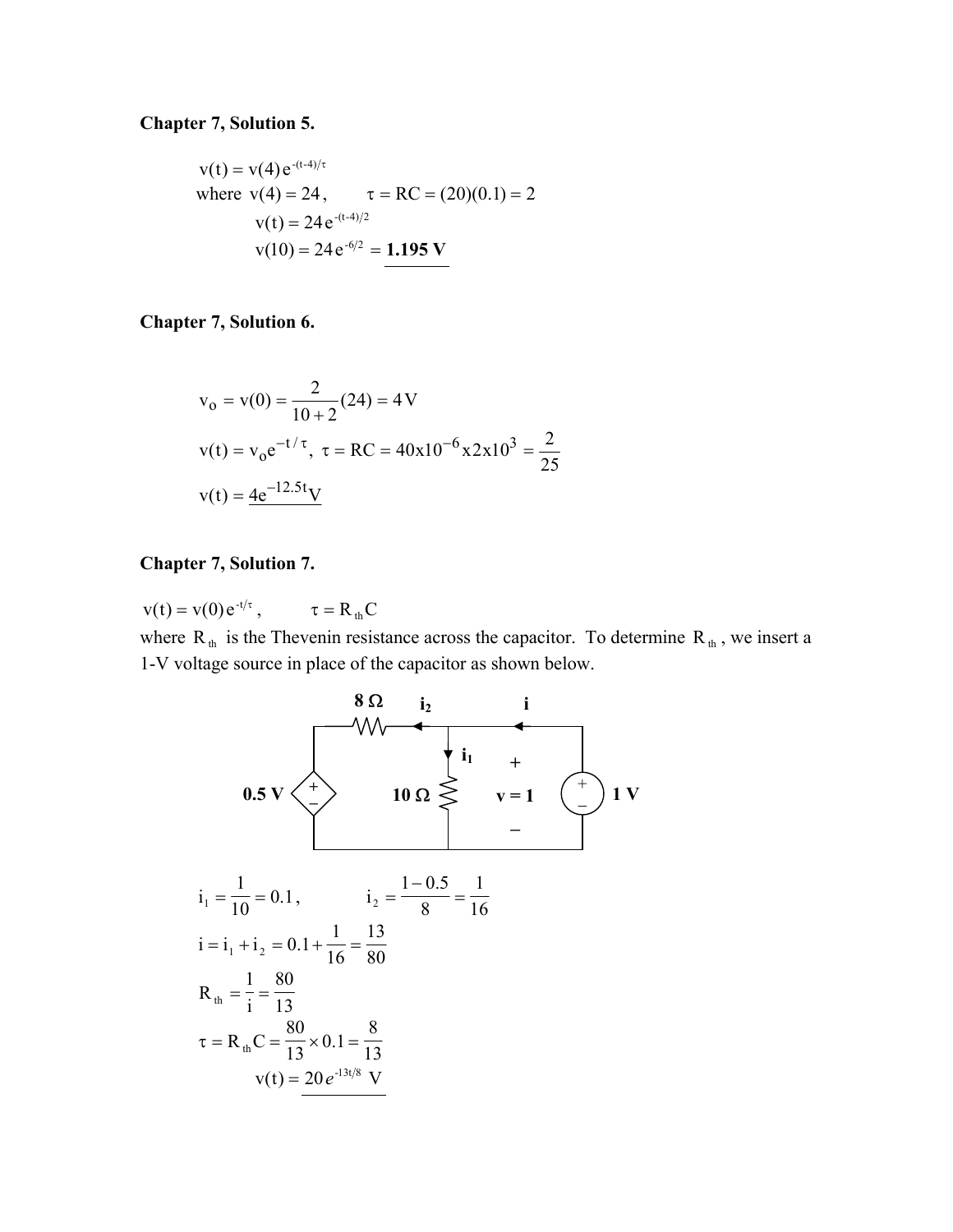**Chapter 7, Solution 5.**

$$v(t) = v(4)\,e^{-(t-4)/\tau}$$

where $v(4) = 24$, $\quad \tau = RC = (20)(0.1) = 2$

$$v(t) = 24\,e^{-(t-4)/2}$$

$$v(10) = 24\,e^{-6/2} = \underline{\mathbf{1.195\ V}}$$

**Chapter 7, Solution 6.**

$$v_o = v(0) = \frac{2}{10+2}(24) = 4\,\text{V}$$

$$v(t) = v_o e^{-t/\tau},\ \ \tau = RC = 40\text{x}10^{-6}\text{x}2\text{x}10^{3} = \frac{2}{25}$$

$$v(t) = \underline{4e^{-12.5t}\text{V}}$$

**Chapter 7, Solution 7.**

$v(t) = v(0)\,e^{-t/\tau}$, $\qquad \tau = R_{th}C$

where $R_{th}$ is the Thevenin resistance across the capacitor. To determine $R_{th}$, we insert a 1-V voltage source in place of the capacitor as shown below.

8 Ω $\quad i_2 \quad$ i

$i_1 \quad$ +

0.5 V $\quad$ 10 Ω $\quad$ v = 1 $\quad$ 1 V

−

$$i_1 = \frac{1}{10} = 0.1, \qquad i_2 = \frac{1-0.5}{8} = \frac{1}{16}$$

$$i = i_1 + i_2 = 0.1 + \frac{1}{16} = \frac{13}{80}$$

$$R_{th} = \frac{1}{i} = \frac{80}{13}$$

$$\tau = R_{th}C = \frac{80}{13} \times 0.1 = \frac{8}{13}$$

$$v(t) = \underline{20\,e^{-13t/8}\ \text{V}}$$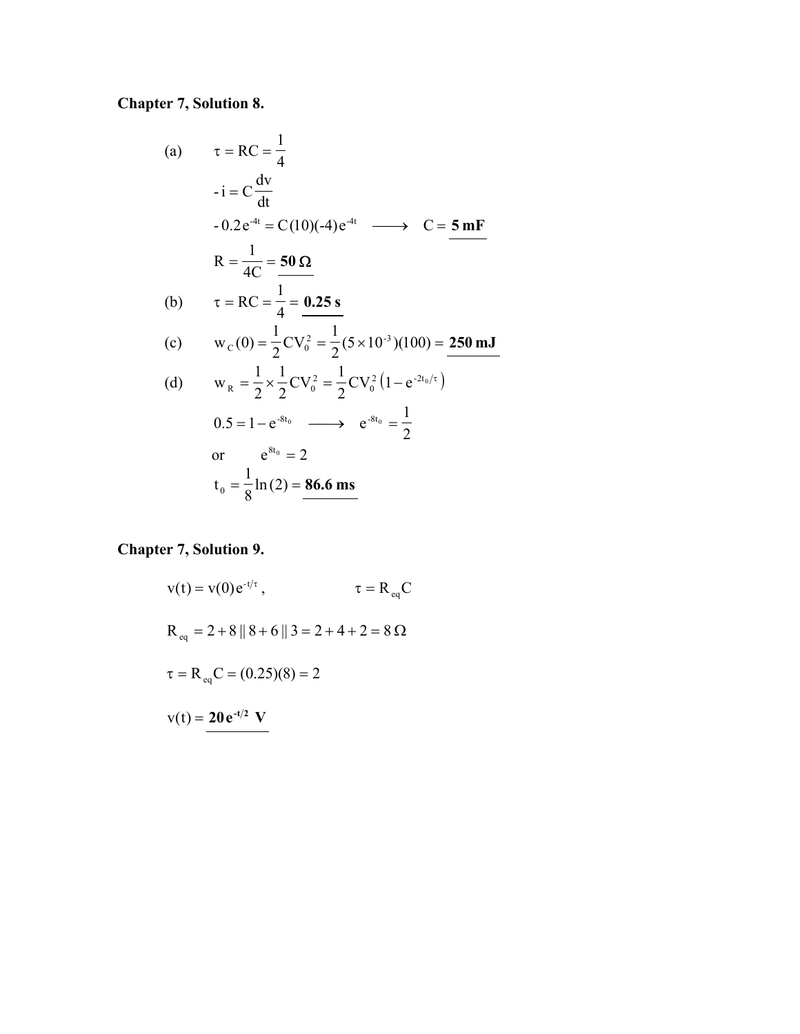**Chapter 7, Solution 8.**

(a) $\tau = RC = \dfrac{1}{4}$

$-i = C\dfrac{dv}{dt}$

$-0.2e^{-4t} = C(10)(-4)e^{-4t} \longrightarrow C = \underline{\mathbf{5\ mF}}$

$R = \dfrac{1}{4C} = \underline{\mathbf{50\ \Omega}}$

(b) $\tau = RC = \dfrac{1}{4} = \underline{\mathbf{0.25\ s}}$

(c) $w_C(0) = \dfrac{1}{2}CV_0^2 = \dfrac{1}{2}(5\times10^{-3})(100) = \underline{\mathbf{250\ mJ}}$

(d) $w_R = \dfrac{1}{2}\times\dfrac{1}{2}CV_0^2 = \dfrac{1}{2}CV_0^2\left(1 - e^{-2t_0/\tau}\right)$

$0.5 = 1 - e^{-8t_0} \longrightarrow e^{-8t_0} = \dfrac{1}{2}$

or $e^{8t_0} = 2$

$t_0 = \dfrac{1}{8}\ln(2) = \underline{\mathbf{86.6\ ms}}$

**Chapter 7, Solution 9.**

$v(t) = v(0)e^{-t/\tau}, \qquad \tau = R_{eq}C$

$R_{eq} = 2 + 8 \,||\, 8 + 6 \,||\, 3 = 2 + 4 + 2 = 8\ \Omega$

$\tau = R_{eq}C = (0.25)(8) = 2$

$v(t) = \underline{\mathbf{20e^{-t/2}\ V}}$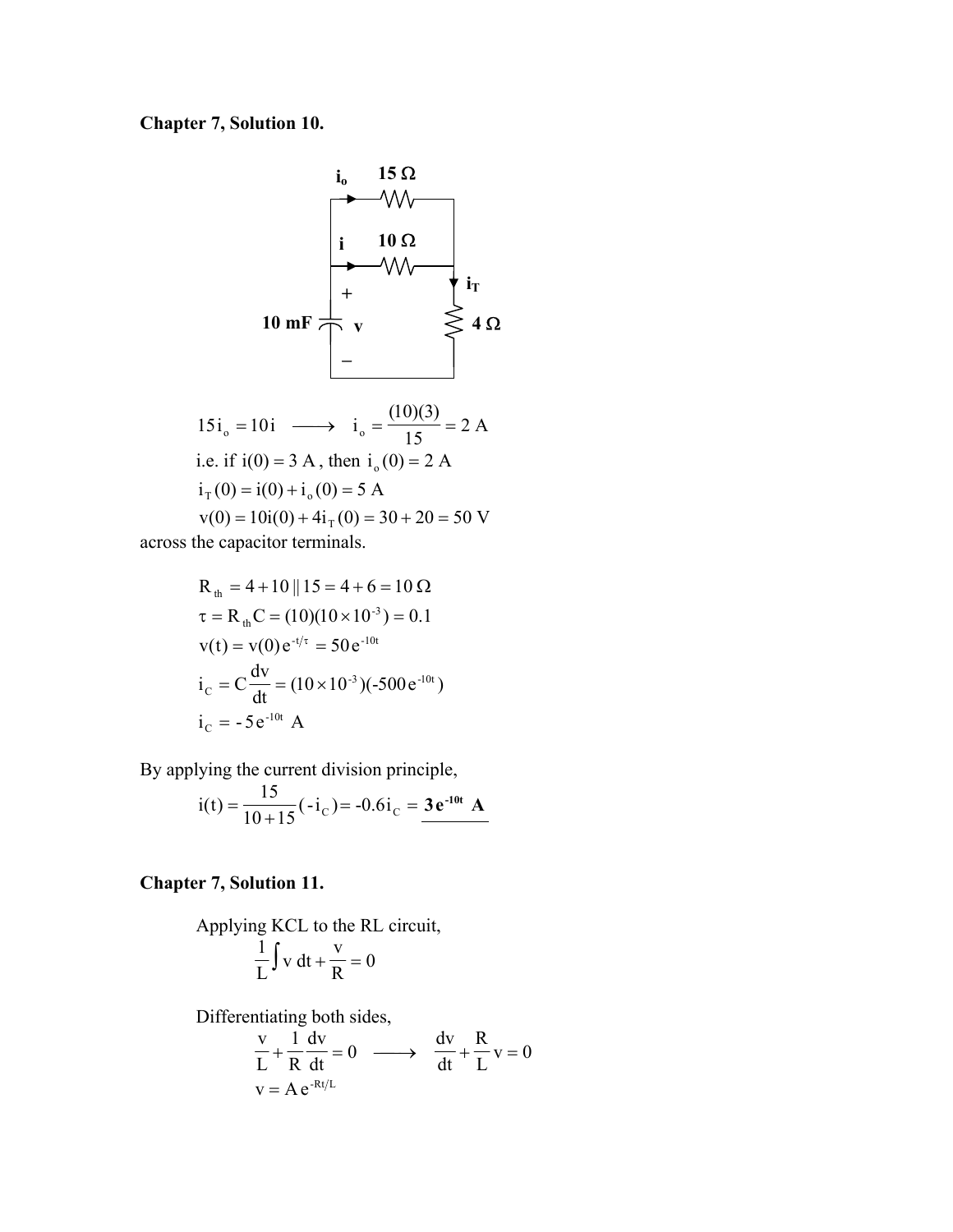## Chapter 7, Solution 10.

$$15i_o = 10i \longrightarrow i_o = \frac{(10)(3)}{15} = 2 \text{ A}$$

i.e. if $i(0) = 3$ A, then $i_o(0) = 2$ A

$$i_T(0) = i(0) + i_o(0) = 5 \text{ A}$$

$$v(0) = 10i(0) + 4i_T(0) = 30 + 20 = 50 \text{ V}$$

across the capacitor terminals.

$$R_{th} = 4 + 10 \,||\, 15 = 4 + 6 = 10\,\Omega$$

$$\tau = R_{th}C = (10)(10 \times 10^{-3}) = 0.1$$

$$v(t) = v(0)\,e^{-t/\tau} = 50\,e^{-10t}$$

$$i_C = C\frac{dv}{dt} = (10 \times 10^{-3})(-500\,e^{-10t})$$

$$i_C = -5\,e^{-10t} \text{ A}$$

By applying the current division principle,

$$i(t) = \frac{15}{10+15}(-i_C) = -0.6 i_C = \underline{\mathbf{3\,e^{-10t}\ A}}$$

## Chapter 7, Solution 11.

Applying KCL to the RL circuit,

$$\frac{1}{L}\int v\,dt + \frac{v}{R} = 0$$

Differentiating both sides,

$$\frac{v}{L} + \frac{1}{R}\frac{dv}{dt} = 0 \longrightarrow \frac{dv}{dt} + \frac{R}{L}v = 0$$

$$v = A\,e^{-Rt/L}$$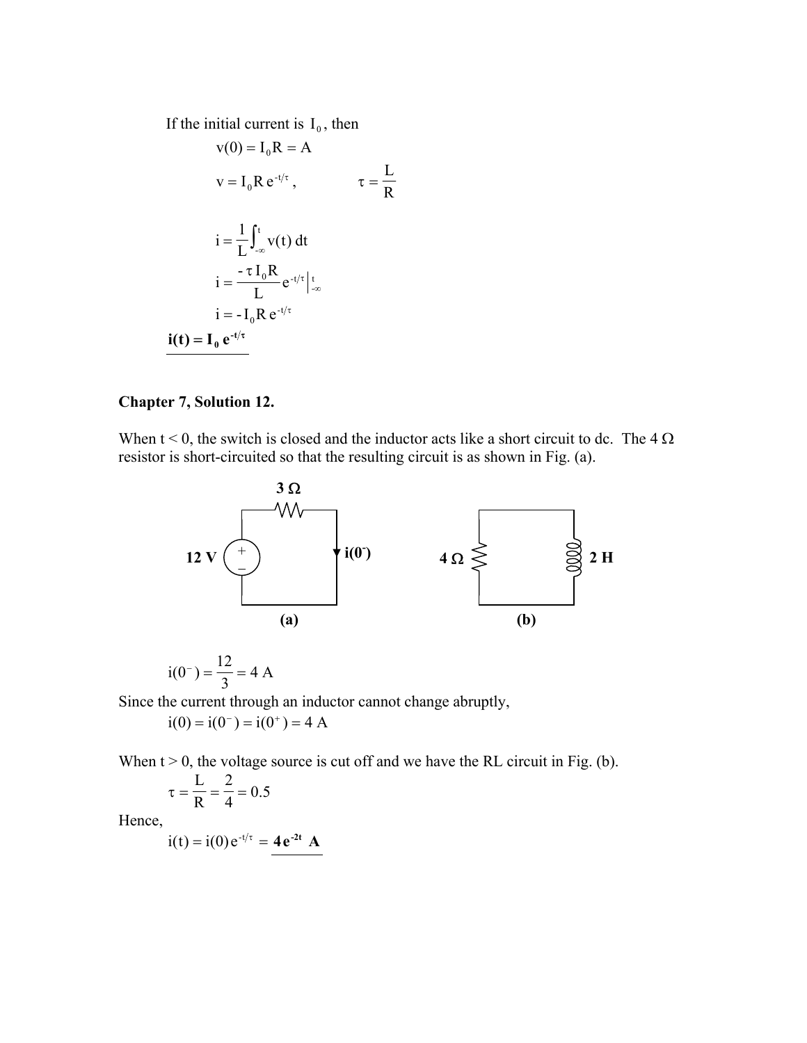If the initial current is $I_0$, then

$$v(0) = I_0 R = A$$

$$v = I_0 R\, e^{-t/\tau}, \qquad \tau = \frac{L}{R}$$

$$i = \frac{1}{L}\int_{-\infty}^{t} v(t)\, dt$$

$$i = \frac{-\tau I_0 R}{L} e^{-t/\tau}\Big|_{-\infty}^{t}$$

$$i = -I_0 R\, e^{-t/\tau}$$

$$\underline{\mathbf{i(t) = I_0\, e^{-t/\tau}}}$$

**Chapter 7, Solution 12.**

When t < 0, the switch is closed and the inductor acts like a short circuit to dc. The 4 Ω resistor is short-circuited so that the resulting circuit is as shown in Fig. (a).

3 Ω

12 V &nbsp;&nbsp;&nbsp; $i(0^-)$ &nbsp;&nbsp;&nbsp; 4 Ω &nbsp;&nbsp;&nbsp; 2 H

(a) &nbsp;&nbsp;&nbsp; (b)

$$i(0^-) = \frac{12}{3} = 4 \text{ A}$$

Since the current through an inductor cannot change abruptly,

$$i(0) = i(0^-) = i(0^+) = 4 \text{ A}$$

When t > 0, the voltage source is cut off and we have the RL circuit in Fig. (b).

$$\tau = \frac{L}{R} = \frac{2}{4} = 0.5$$

Hence,

$$i(t) = i(0)\, e^{-t/\tau} = \underline{\mathbf{4\, e^{-2t}\ A}}$$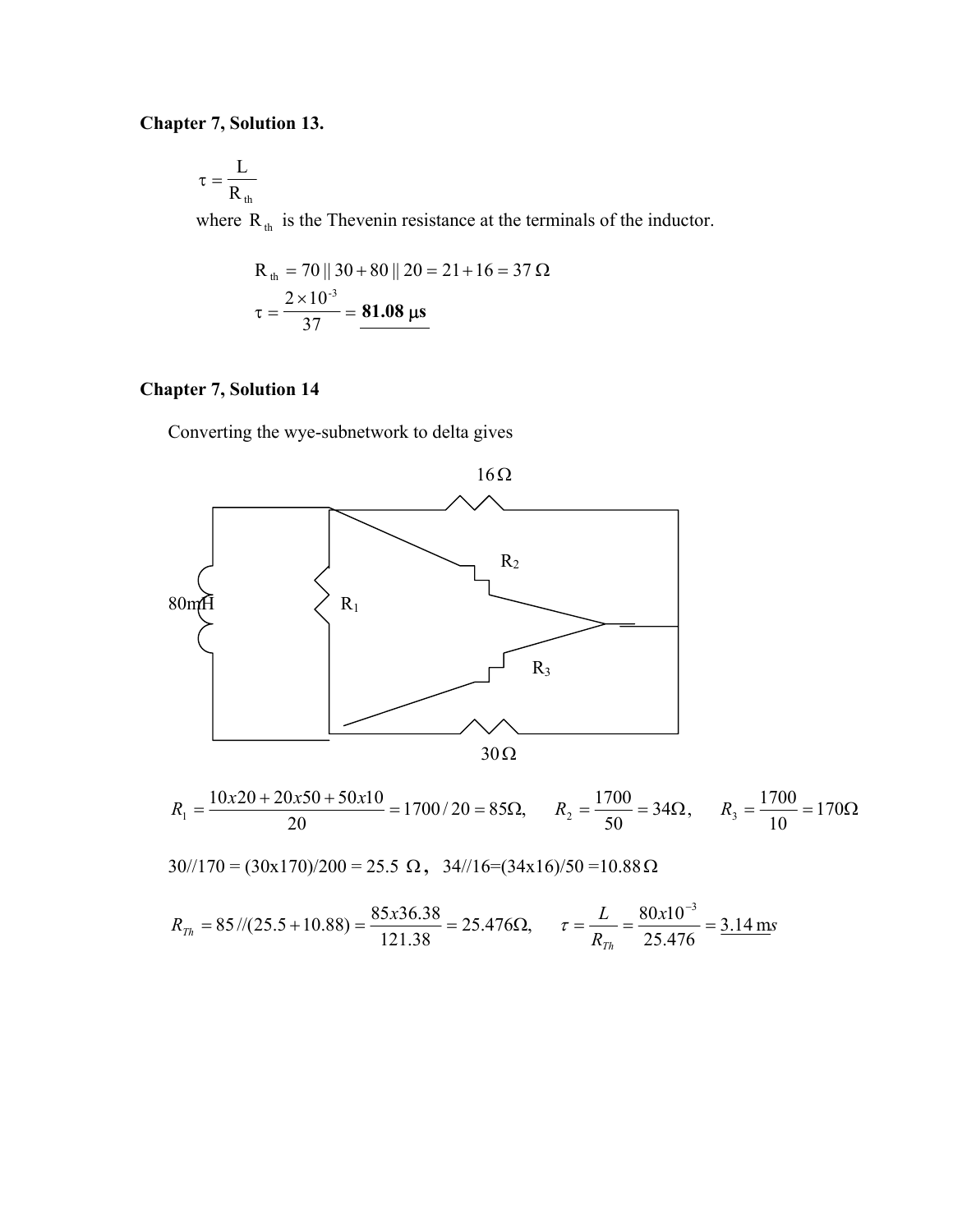**Chapter 7, Solution 13.**

$$\tau = \frac{L}{R_{th}}$$

where $R_{th}$ is the Thevenin resistance at the terminals of the inductor.

$$R_{th} = 70 \,||\, 30 + 80 \,||\, 20 = 21 + 16 = 37\ \Omega$$

$$\tau = \frac{2 \times 10^{-3}}{37} = \underline{\mathbf{81.08\ \mu s}}$$

**Chapter 7, Solution 14**

Converting the wye-subnetwork to delta gives

16Ω

R₂

80mH R₁

R₃

30Ω

$$R_1 = \frac{10x20 + 20x50 + 50x10}{20} = 1700/20 = 85\Omega, \quad R_2 = \frac{1700}{50} = 34\Omega, \quad R_3 = \frac{1700}{10} = 170\Omega$$

30//170 = (30x170)/200 = 25.5 Ω, 34//16=(34x16)/50 =10.88 Ω

$$R_{Th} = 85//(25.5 + 10.88) = \frac{85x36.38}{121.38} = 25.476\Omega, \quad \tau = \frac{L}{R_{Th}} = \frac{80x10^{-3}}{25.476} = \underline{3.14\ \text{m}s}$$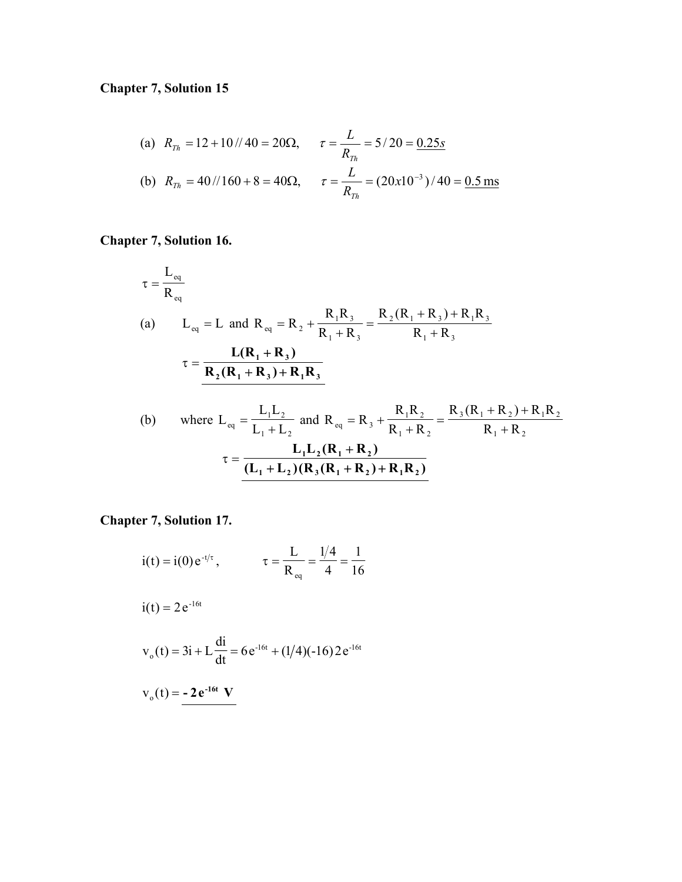**Chapter 7, Solution 15**

(a) $R_{Th} = 12 + 10 // 40 = 20\Omega, \qquad \tau = \dfrac{L}{R_{Th}} = 5/20 = \underline{0.25s}$

(b) $R_{Th} = 40 // 160 + 8 = 40\Omega, \qquad \tau = \dfrac{L}{R_{Th}} = (20x10^{-3})/40 = \underline{0.5 \text{ ms}}$

**Chapter 7, Solution 16.**

$$\tau = \frac{L_{eq}}{R_{eq}}$$

(a) $\quad L_{eq} = L$ and $R_{eq} = R_2 + \dfrac{R_1 R_3}{R_1 + R_3} = \dfrac{R_2(R_1 + R_3) + R_1 R_3}{R_1 + R_3}$

$$\tau = \underline{\mathbf{\frac{L(R_1 + R_3)}{R_2(R_1 + R_3) + R_1 R_3}}}$$

(b) $\quad$ where $L_{eq} = \dfrac{L_1 L_2}{L_1 + L_2}$ and $R_{eq} = R_3 + \dfrac{R_1 R_2}{R_1 + R_2} = \dfrac{R_3(R_1 + R_2) + R_1 R_2}{R_1 + R_2}$

$$\tau = \underline{\mathbf{\frac{L_1 L_2 (R_1 + R_2)}{(L_1 + L_2)(R_3(R_1 + R_2) + R_1 R_2)}}}$$

**Chapter 7, Solution 17.**

$$i(t) = i(0)\, e^{-t/\tau}, \qquad \tau = \frac{L}{R_{eq}} = \frac{1/4}{4} = \frac{1}{16}$$

$$i(t) = 2\, e^{-16t}$$

$$v_o(t) = 3i + L\frac{di}{dt} = 6\, e^{-16t} + (1/4)(-16)\, 2\, e^{-16t}$$

$$v_o(t) = \underline{\mathbf{-2\, e^{-16t}\ V}}$$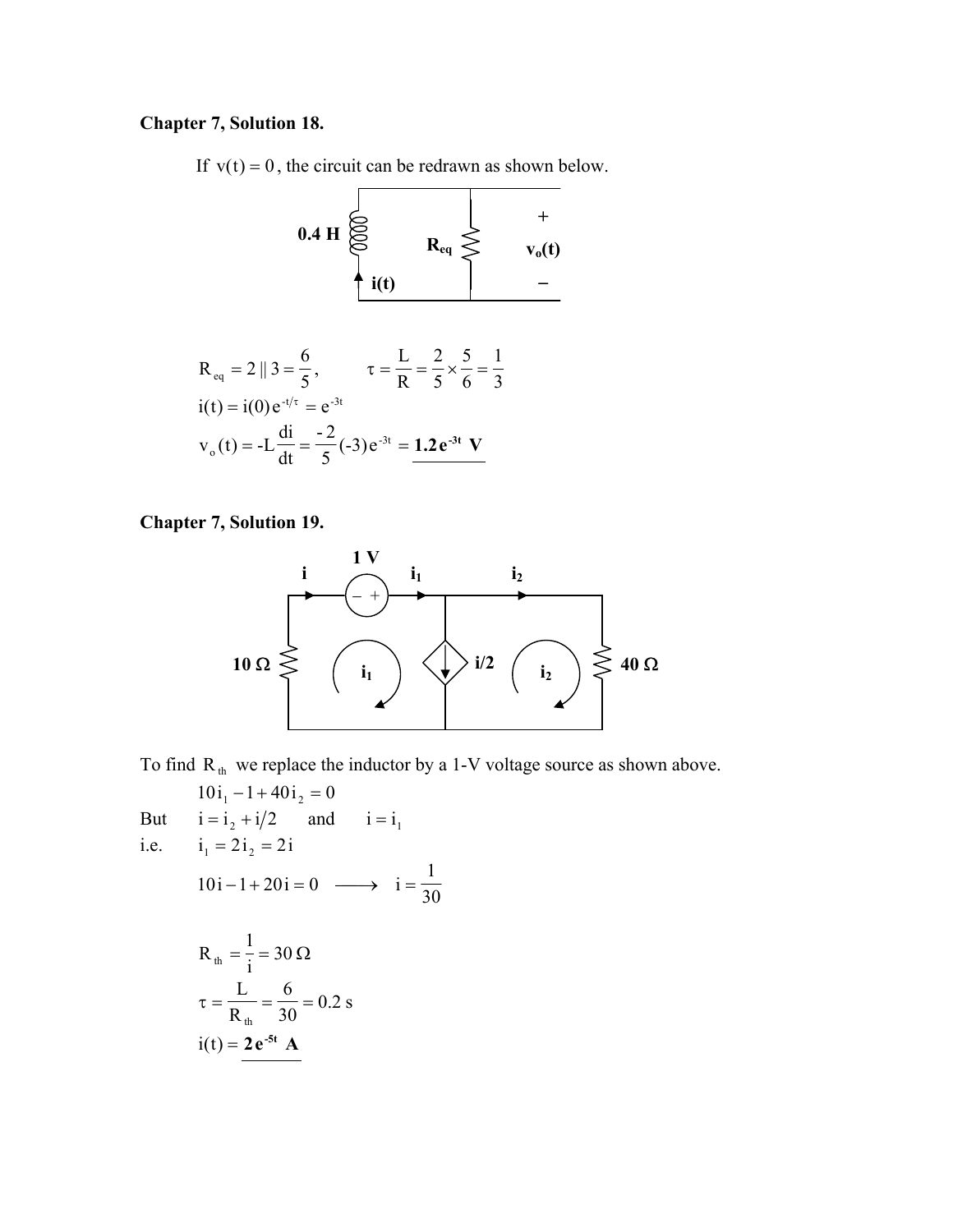**Chapter 7, Solution 18.**

If $v(t) = 0$, the circuit can be redrawn as shown below.

$$R_{eq} = 2 \,||\, 3 = \frac{6}{5}, \qquad \tau = \frac{L}{R} = \frac{2}{5} \times \frac{5}{6} = \frac{1}{3}$$

$$i(t) = i(0)\,e^{-t/\tau} = e^{-3t}$$

$$v_o(t) = -L\frac{di}{dt} = \frac{-2}{5}(-3)\,e^{-3t} = \underline{\mathbf{1.2\,e^{-3t}\ V}}$$

**Chapter 7, Solution 19.**

To find $R_{th}$ we replace the inductor by a 1-V voltage source as shown above.

$$10\,i_1 - 1 + 40\,i_2 = 0$$

But $\quad i = i_2 + i/2 \quad$ and $\quad i = i_1$

i.e. $\quad i_1 = 2\,i_2 = 2\,i$

$$10\,i - 1 + 20\,i = 0 \longrightarrow i = \frac{1}{30}$$

$$R_{th} = \frac{1}{i} = 30\ \Omega$$

$$\tau = \frac{L}{R_{th}} = \frac{6}{30} = 0.2\ \text{s}$$

$$i(t) = \underline{\mathbf{2\,e^{-5t}\ A}}$$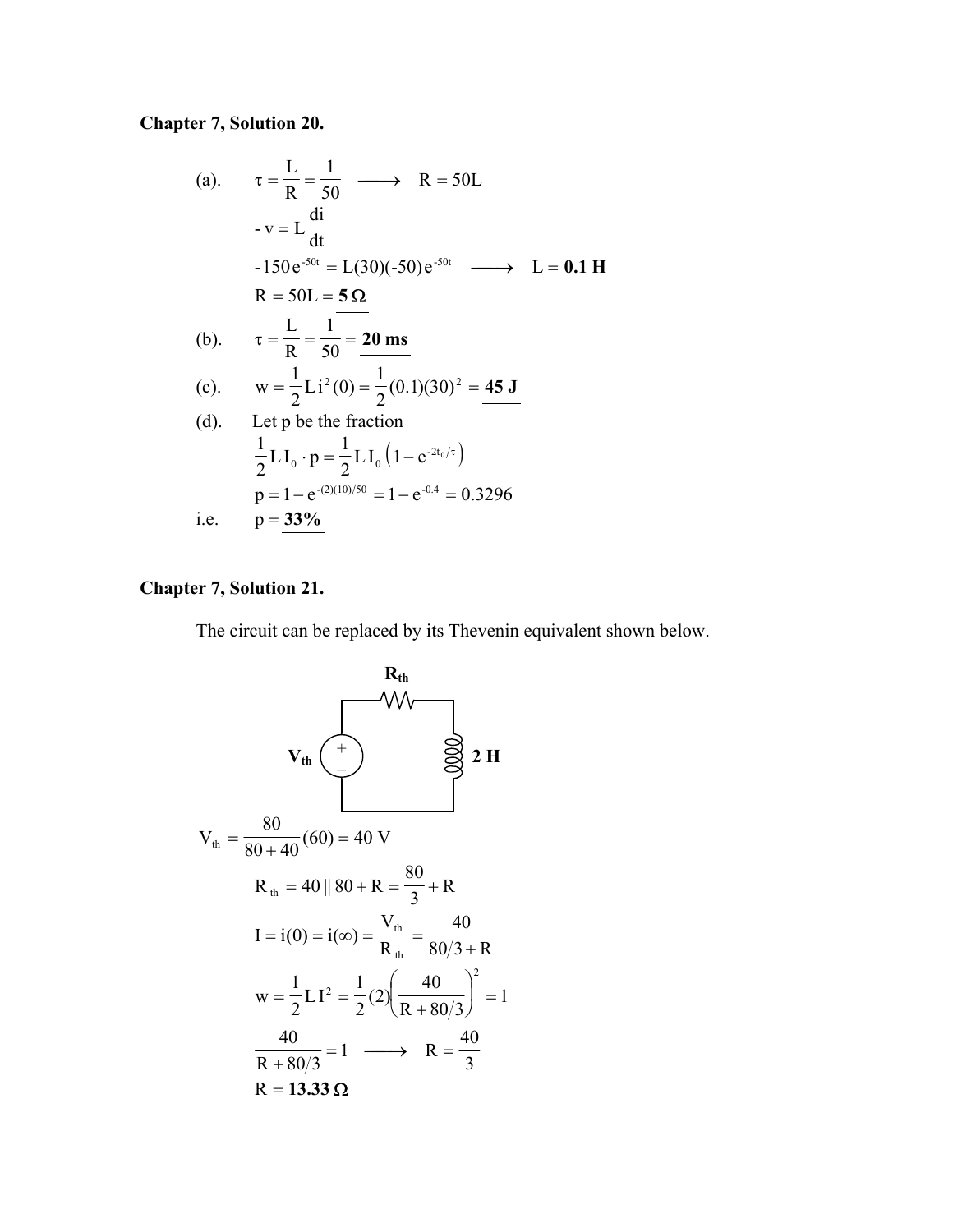**Chapter 7, Solution 20.**

(a). $\tau = \dfrac{L}{R} = \dfrac{1}{50} \longrightarrow R = 50L$

$$-v = L\frac{di}{dt}$$

$$-150\,e^{-50t} = L(30)(-50)\,e^{-50t} \longrightarrow L = \underline{\mathbf{0.1\ H}}$$

$$R = 50L = \underline{\mathbf{5\ \Omega}}$$

(b). $\tau = \dfrac{L}{R} = \dfrac{1}{50} = \underline{\mathbf{20\ ms}}$

(c). $w = \dfrac{1}{2}L\,i^2(0) = \dfrac{1}{2}(0.1)(30)^2 = \underline{\mathbf{45\ J}}$

(d). Let p be the fraction

$$\frac{1}{2}L\,I_0 \cdot p = \frac{1}{2}L\,I_0\left(1 - e^{-2t_0/\tau}\right)$$

$$p = 1 - e^{-(2)(10)/50} = 1 - e^{-0.4} = 0.3296$$

i.e. $p = \underline{\mathbf{33\%}}$

**Chapter 7, Solution 21.**

The circuit can be replaced by its Thevenin equivalent shown below.

$$V_{th} = \frac{80}{80+40}(60) = 40\ \text{V}$$

$$R_{th} = 40 \,||\, 80 + R = \frac{80}{3} + R$$

$$I = i(0) = i(\infty) = \frac{V_{th}}{R_{th}} = \frac{40}{80/3 + R}$$

$$w = \frac{1}{2}L\,I^2 = \frac{1}{2}(2)\left(\frac{40}{R + 80/3}\right)^2 = 1$$

$$\frac{40}{R + 80/3} = 1 \longrightarrow R = \frac{40}{3}$$

$$R = \underline{\mathbf{13.33\ \Omega}}$$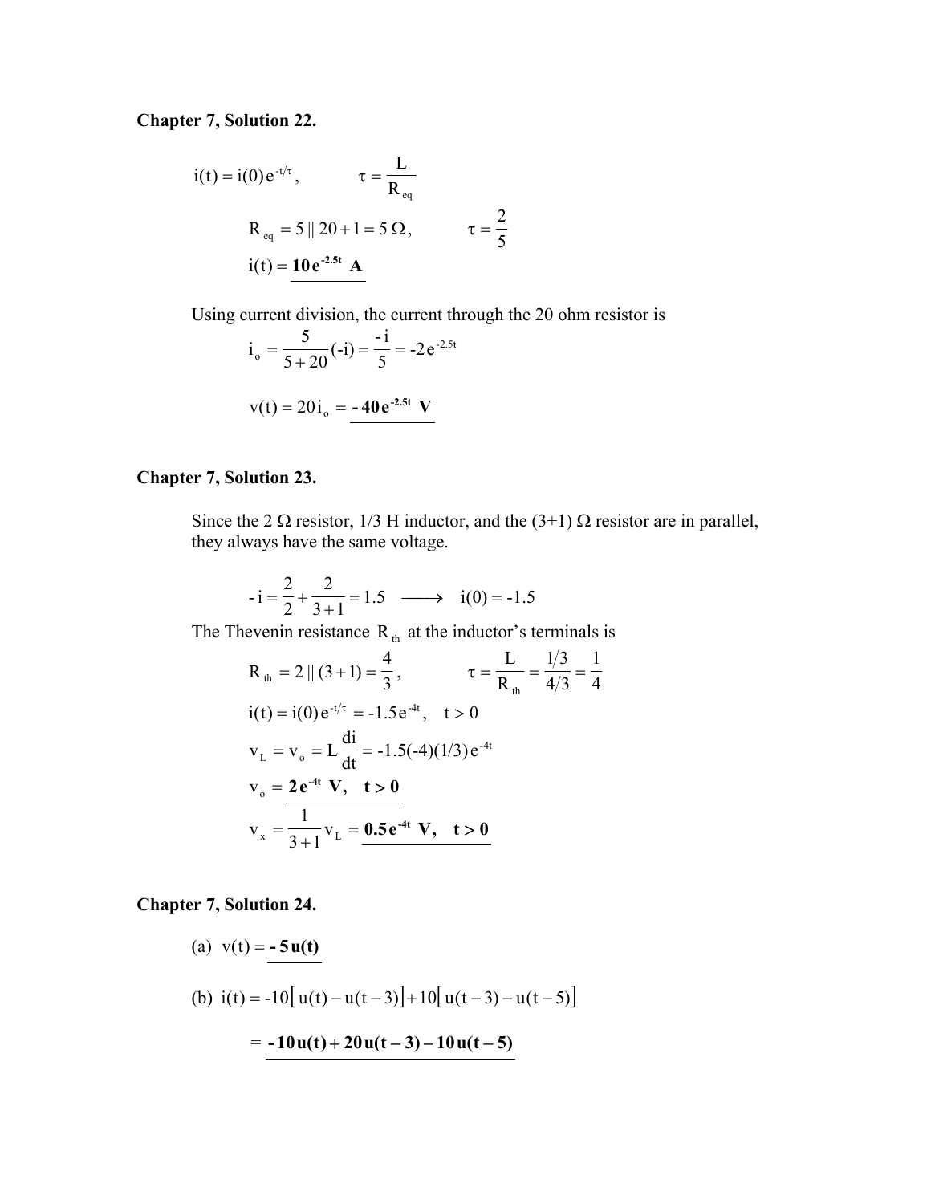**Chapter 7, Solution 22.**

$$i(t) = i(0)e^{-t/\tau}, \qquad \tau = \frac{L}{R_{eq}}$$

$$R_{eq} = 5 \,||\, 20 + 1 = 5\,\Omega, \qquad \tau = \frac{2}{5}$$

$$i(t) = \underline{\mathbf{10\,e^{-2.5t}\ \ A}}$$

Using current division, the current through the 20 ohm resistor is

$$i_o = \frac{5}{5+20}(-i) = \frac{-i}{5} = -2\,e^{-2.5t}$$

$$v(t) = 20\,i_o = \underline{\mathbf{-40\,e^{-2.5t}\ \ V}}$$

**Chapter 7, Solution 23.**

Since the 2 Ω resistor, 1/3 H inductor, and the (3+1) Ω resistor are in parallel, they always have the same voltage.

$$-i = \frac{2}{2} + \frac{2}{3+1} = 1.5 \longrightarrow i(0) = -1.5$$

The Thevenin resistance $R_{th}$ at the inductor's terminals is

$$R_{th} = 2 \,||\, (3+1) = \frac{4}{3}, \qquad \tau = \frac{L}{R_{th}} = \frac{1/3}{4/3} = \frac{1}{4}$$

$$i(t) = i(0)e^{-t/\tau} = -1.5\,e^{-4t}, \quad t > 0$$

$$v_L = v_o = L\frac{di}{dt} = -1.5(-4)(1/3)\,e^{-4t}$$

$$v_o = \underline{\mathbf{2\,e^{-4t}\ \ V, \quad t > 0}}$$

$$v_x = \frac{1}{3+1}v_L = \underline{\mathbf{0.5\,e^{-4t}\ \ V, \quad t > 0}}$$

**Chapter 7, Solution 24.**

(a) $v(t) = \underline{\mathbf{-5\,u(t)}}$

(b) $i(t) = -10\left[u(t) - u(t-3)\right] + 10\left[u(t-3) - u(t-5)\right]$

$$= \underline{\mathbf{-10\,u(t) + 20\,u(t-3) - 10\,u(t-5)}}$$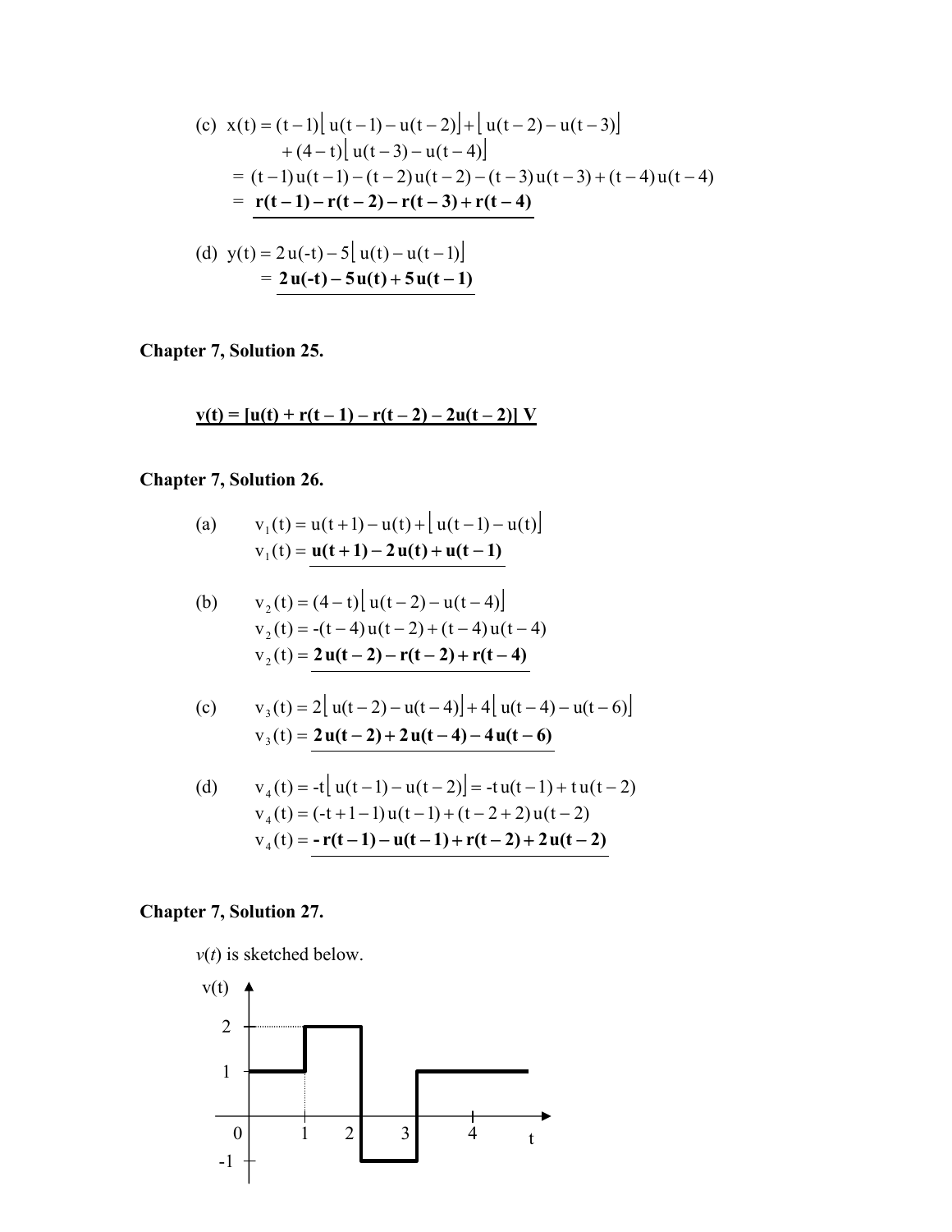(c) $$\begin{aligned} x(t) &= (t-1)\left[u(t-1)-u(t-2)\right]+\left[u(t-2)-u(t-3)\right] \\ &\quad +(4-t)\left[u(t-3)-u(t-4)\right] \\ &= (t-1)u(t-1)-(t-2)u(t-2)-(t-3)u(t-3)+(t-4)u(t-4) \\ &= \underline{\mathbf{r(t-1)-r(t-2)-r(t-3)+r(t-4)}} \end{aligned}$$

(d) $$\begin{aligned} y(t) &= 2u(\text{-}t)-5\left[u(t)-u(t-1)\right] \\ &= \underline{\mathbf{2u(\text{-}t)-5u(t)+5u(t-1)}} \end{aligned}$$

**Chapter 7, Solution 25.**

$\underline{\mathbf{v(t) = [u(t) + r(t-1) - r(t-2) - 2u(t-2)]\ V}}$

**Chapter 7, Solution 26.**

(a) $$\begin{aligned} v_1(t) &= u(t+1)-u(t)+\left[u(t-1)-u(t)\right] \\ v_1(t) &= \underline{\mathbf{u(t+1)-2u(t)+u(t-1)}} \end{aligned}$$

(b) $$\begin{aligned} v_2(t) &= (4-t)\left[u(t-2)-u(t-4)\right] \\ v_2(t) &= \text{-}(t-4)u(t-2)+(t-4)u(t-4) \\ v_2(t) &= \underline{\mathbf{2u(t-2)-r(t-2)+r(t-4)}} \end{aligned}$$

(c) $$\begin{aligned} v_3(t) &= 2\left[u(t-2)-u(t-4)\right]+4\left[u(t-4)-u(t-6)\right] \\ v_3(t) &= \underline{\mathbf{2u(t-2)+2u(t-4)-4u(t-6)}} \end{aligned}$$

(d) $$\begin{aligned} v_4(t) &= \text{-}t\left[u(t-1)-u(t-2)\right] = \text{-}t\,u(t-1)+t\,u(t-2) \\ v_4(t) &= (\text{-}t+1-1)u(t-1)+(t-2+2)u(t-2) \\ v_4(t) &= \underline{\mathbf{\text{-}r(t-1)-u(t-1)+r(t-2)+2u(t-2)}} \end{aligned}$$

**Chapter 7, Solution 27.**

*v*(*t*) is sketched below.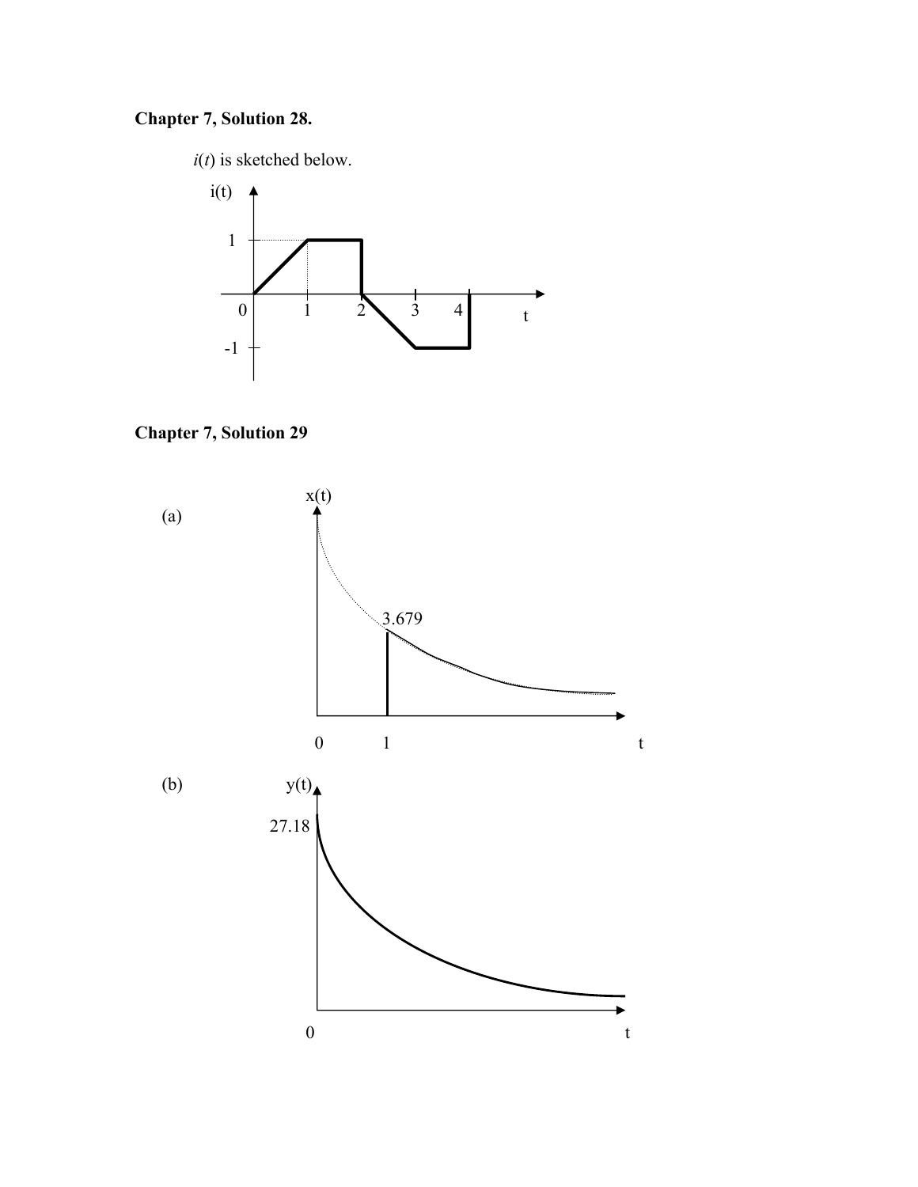## Chapter 7, Solution 28.

$i(t)$ is sketched below.

## Chapter 7, Solution 29

(a)

(b)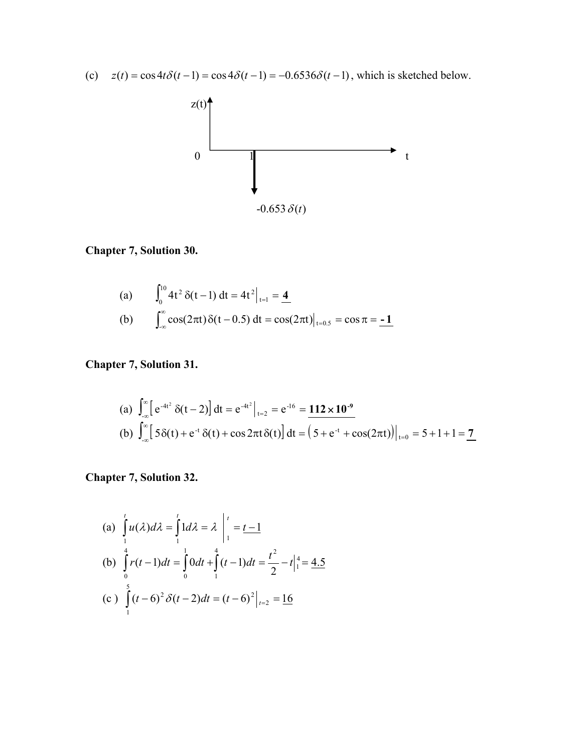(c) $z(t) = \cos 4t\delta(t-1) = \cos 4\delta(t-1) = -0.6536\delta(t-1)$, which is sketched below.

z(t)

0 1 t

$-0.653\,\delta(t)$

**Chapter 7, Solution 30.**

(a) $\int_0^{10} 4t^2\,\delta(t-1)\,dt = 4t^2\Big|_{t=1} = \underline{\mathbf{4}}$

(b) $\int_{-\infty}^{\infty} \cos(2\pi t)\,\delta(t-0.5)\,dt = \cos(2\pi t)\Big|_{t=0.5} = \cos\pi = \underline{\mathbf{-1}}$

**Chapter 7, Solution 31.**

(a) $\int_{-\infty}^{\infty}\left[e^{-4t^2}\,\delta(t-2)\right]dt = e^{-4t^2}\Big|_{t=2} = e^{-16} = \underline{\mathbf{112\times 10^{-9}}}$

(b) $\int_{-\infty}^{\infty}\left[5\delta(t) + e^{-t}\,\delta(t) + \cos 2\pi t\,\delta(t)\right]dt = \left(5 + e^{-t} + \cos(2\pi t)\right)\Big|_{t=0} = 5+1+1 = \underline{\mathbf{7}}$

**Chapter 7, Solution 32.**

(a) $\int_1^t u(\lambda)d\lambda = \int_1^t 1d\lambda = \lambda\Big|_1^t = \underline{t-1}$

(b) $\int_0^4 r(t-1)dt = \int_0^1 0dt + \int_1^4 (t-1)dt = \frac{t^2}{2} - t\Big|_1^4 = \underline{4.5}$

(c) $\int_1^5 (t-6)^2\delta(t-2)dt = (t-6)^2\Big|_{t=2} = \underline{16}$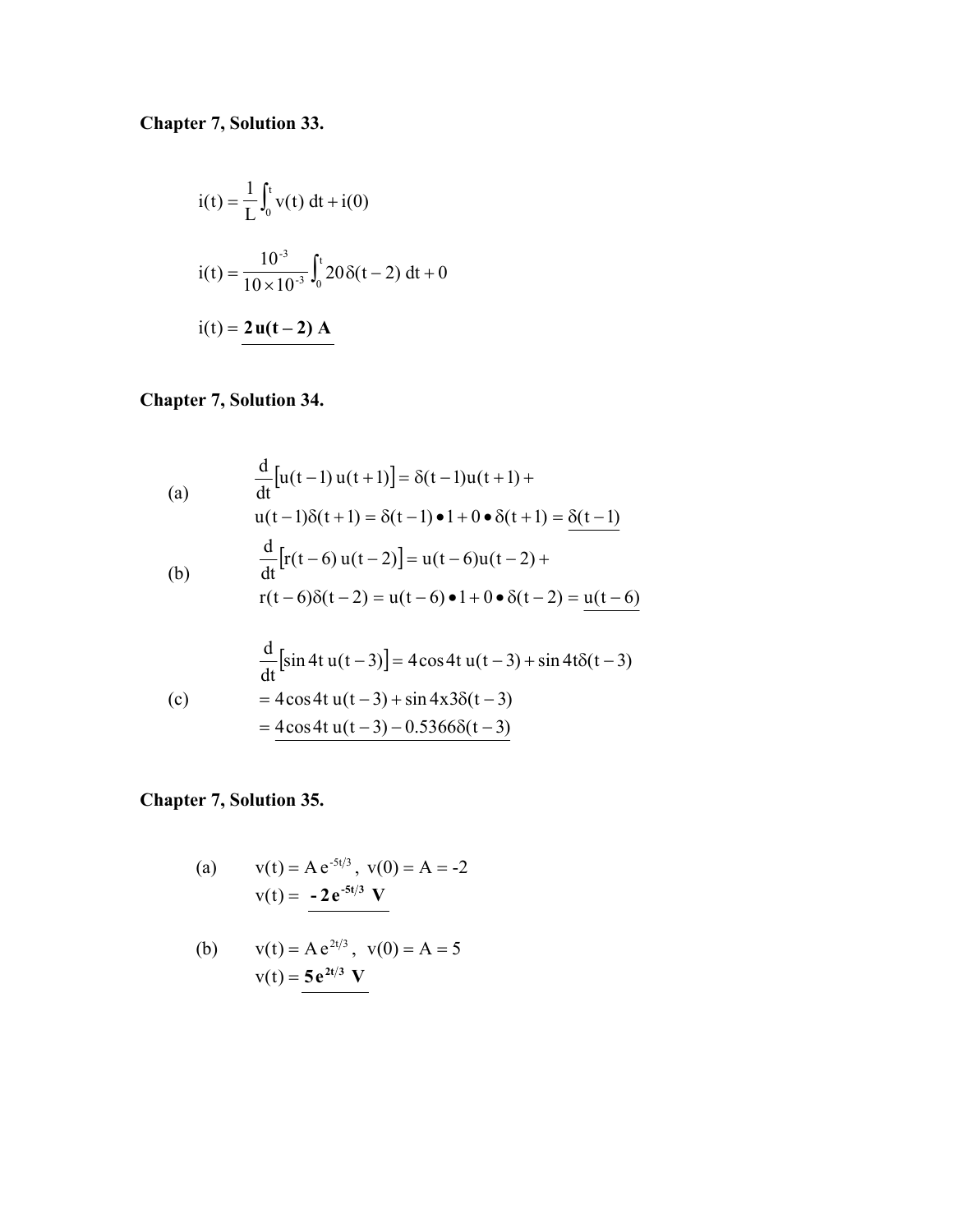**Chapter 7, Solution 33.**

$$i(t) = \frac{1}{L}\int_0^t v(t)\,dt + i(0)$$

$$i(t) = \frac{10^{-3}}{10 \times 10^{-3}}\int_0^t 20\,\delta(t-2)\,dt + 0$$

$$i(t) = \underline{\mathbf{2\,u(t-2)\ A}}$$

**Chapter 7, Solution 34.**

(a)

$$\frac{d}{dt}\left[u(t-1)\,u(t+1)\right] = \delta(t-1)u(t+1) + u(t-1)\delta(t+1) = \delta(t-1)\bullet 1 + 0 \bullet \delta(t+1) = \underline{\delta(t-1)}$$

(b)

$$\frac{d}{dt}\left[r(t-6)\,u(t-2)\right] = u(t-6)u(t-2) + r(t-6)\delta(t-2) = u(t-6)\bullet 1 + 0 \bullet \delta(t-2) = \underline{u(t-6)}$$

(c)

$$\frac{d}{dt}\left[\sin 4t\,u(t-3)\right] = 4\cos 4t\,u(t-3) + \sin 4t\delta(t-3)$$

$$= 4\cos 4t\,u(t-3) + \sin 4x3\delta(t-3)$$

$$= \underline{4\cos 4t\,u(t-3) - 0.5366\delta(t-3)}$$

**Chapter 7, Solution 35.**

(a) $v(t) = A\,e^{-5t/3}$, $v(0) = A = -2$

$$v(t) = \underline{\mathbf{-2\,e^{-5t/3}\ V}}$$

(b) $v(t) = A\,e^{2t/3}$, $v(0) = A = 5$

$$v(t) = \underline{\mathbf{5\,e^{2t/3}\ V}}$$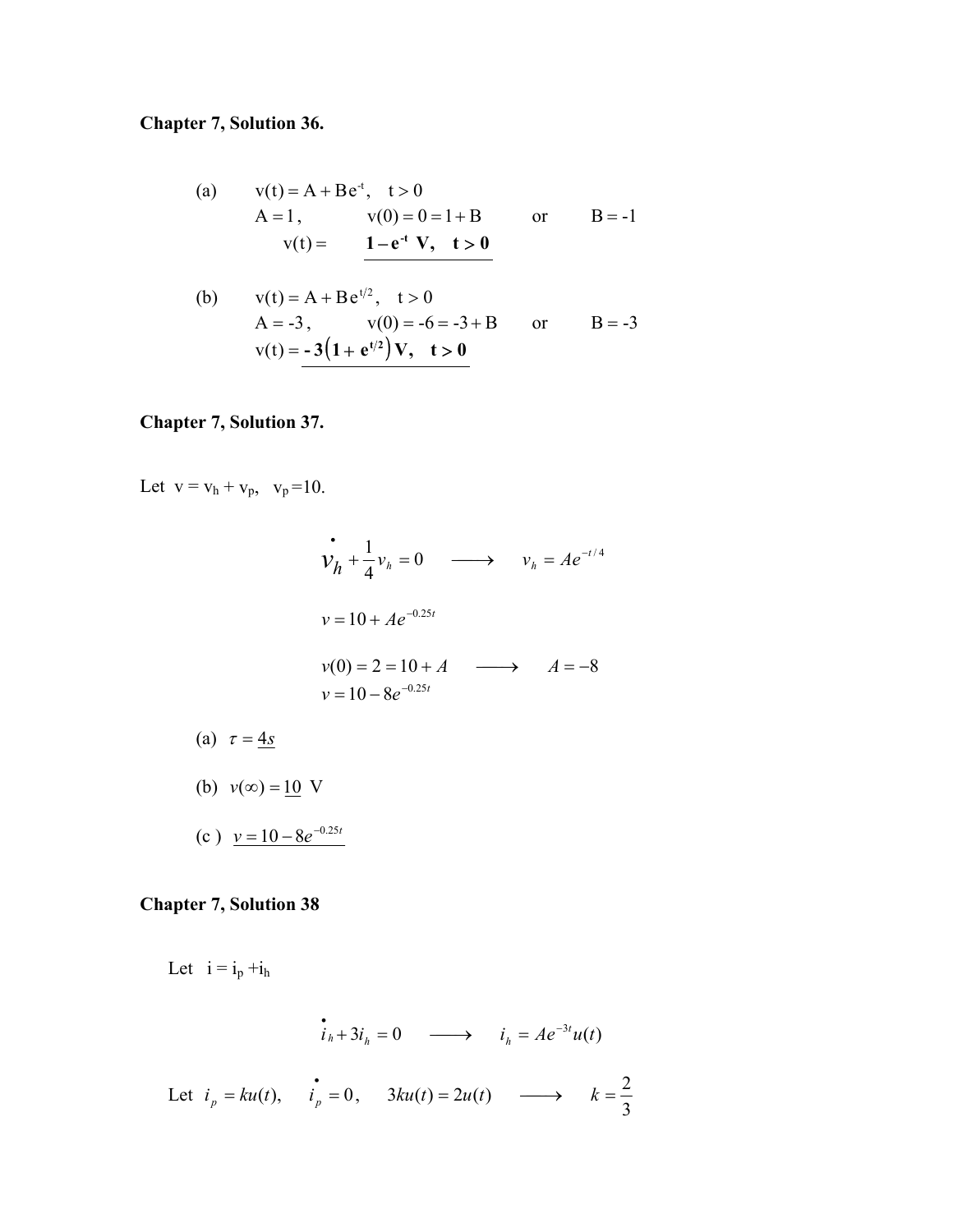## Chapter 7, Solution 36.

(a) $v(t) = A + Be^{-t}, \quad t > 0$

$A = 1, \qquad v(0) = 0 = 1 + B \qquad \text{or} \qquad B = -1$

$v(t) = \underline{\mathbf{1 - e^{-t}\ V, \quad t > 0}}$

(b) $v(t) = A + Be^{t/2}, \quad t > 0$

$A = -3, \qquad v(0) = -6 = -3 + B \qquad \text{or} \qquad B = -3$

$v(t) = \underline{\mathbf{-3\left(1 + e^{t/2}\right)V, \quad t > 0}}$

## Chapter 7, Solution 37.

Let $v = v_h + v_p$, $v_p = 10$.

$$\dot{v}_h + \frac{1}{4}v_h = 0 \quad \longrightarrow \quad v_h = Ae^{-t/4}$$

$$v = 10 + Ae^{-0.25t}$$

$$v(0) = 2 = 10 + A \quad \longrightarrow \quad A = -8$$
$$v = 10 - 8e^{-0.25t}$$

(a) $\tau = \underline{4s}$

(b) $v(\infty) = \underline{10}$ V

(c) $\underline{v = 10 - 8e^{-0.25t}}$

## Chapter 7, Solution 38

Let $i = i_p + i_h$

$$\dot{i}_h + 3i_h = 0 \quad \longrightarrow \quad i_h = Ae^{-3t}u(t)$$

Let $i_p = ku(t), \quad \dot{i}_p = 0, \quad 3ku(t) = 2u(t) \quad \longrightarrow \quad k = \dfrac{2}{3}$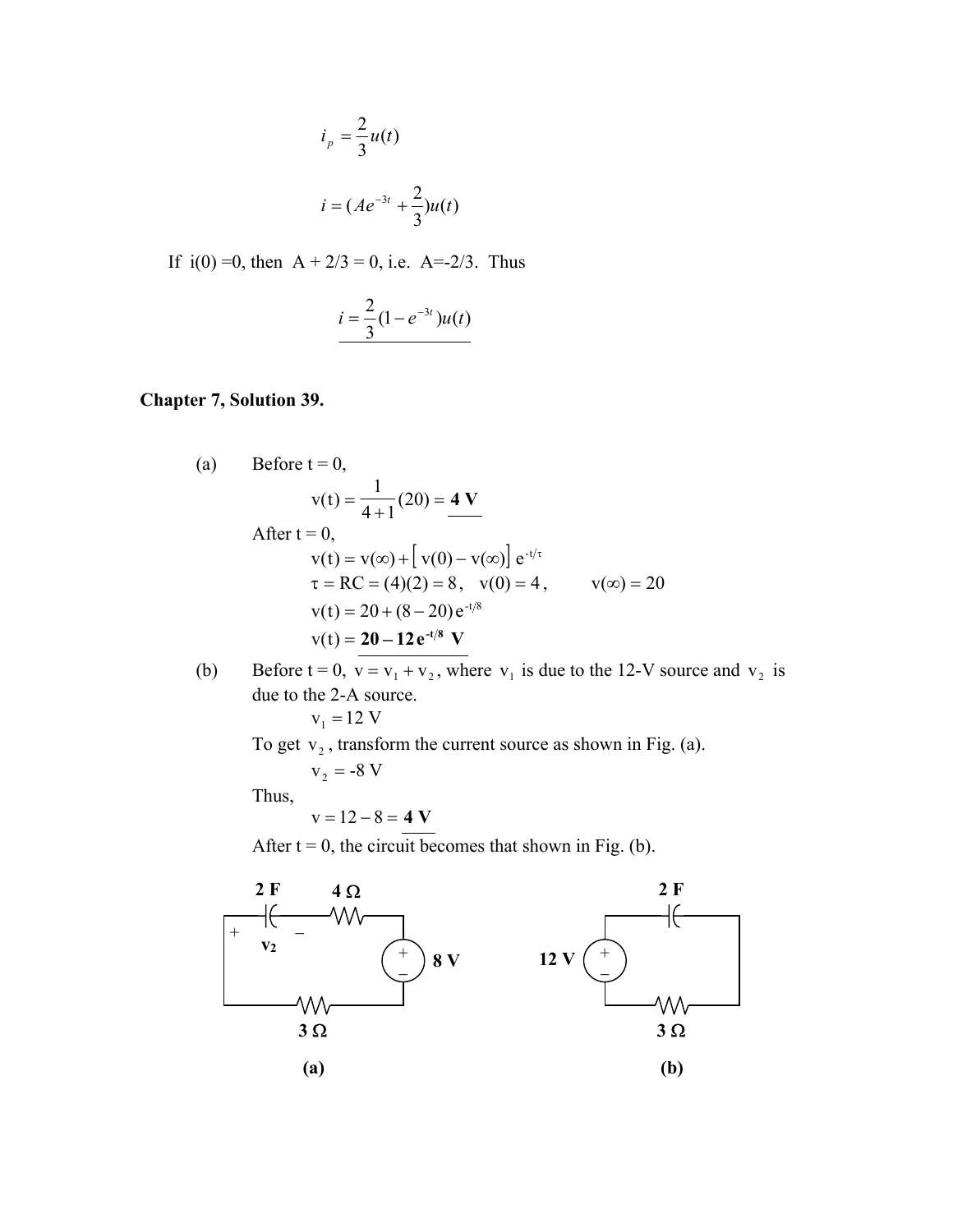$$i_p = \frac{2}{3}u(t)$$

$$i = (Ae^{-3t} + \frac{2}{3})u(t)$$

If i(0) =0, then A + 2/3 = 0, i.e. A=-2/3. Thus

$$i = \frac{2}{3}(1 - e^{-3t})u(t)$$

**Chapter 7, Solution 39.**

(a) Before t = 0,

$$v(t) = \frac{1}{4+1}(20) = \mathbf{4\ V}$$

After t = 0,

$$v(t) = v(\infty) + \left[ v(0) - v(\infty) \right] e^{-t/\tau}$$

$$\tau = RC = (4)(2) = 8, \quad v(0) = 4, \qquad v(\infty) = 20$$

$$v(t) = 20 + (8 - 20)e^{-t/8}$$

$$v(t) = \mathbf{20 - 12\,e^{-t/8}\ V}$$

(b) Before t = 0, $v = v_1 + v_2$, where $v_1$ is due to the 12-V source and $v_2$ is due to the 2-A source.

$$v_1 = 12\text{ V}$$

To get $v_2$, transform the current source as shown in Fig. (a).

$$v_2 = -8\text{ V}$$

Thus,

$$v = 12 - 8 = \mathbf{4\ V}$$

After t = 0, the circuit becomes that shown in Fig. (b).

**(a)**

**(b)**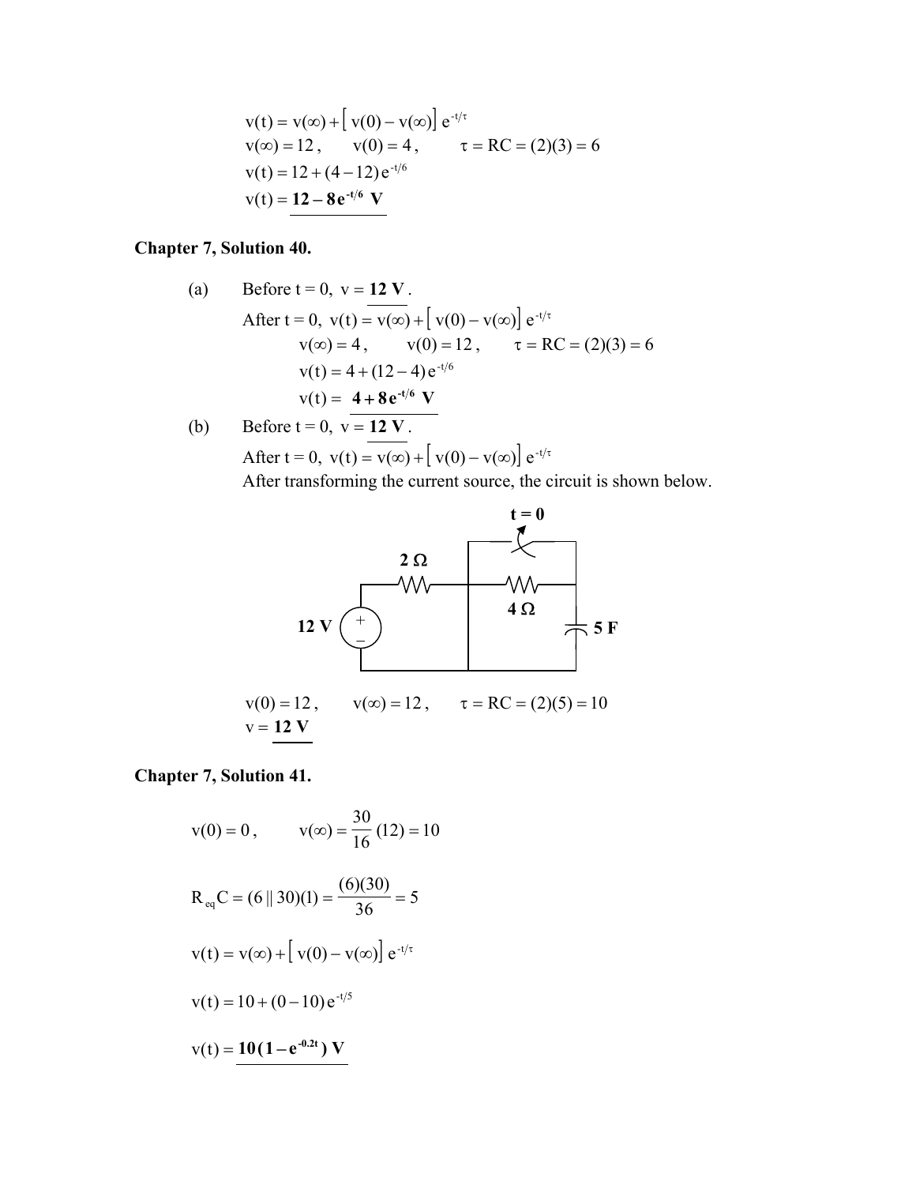$$v(t) = v(\infty) + \left[ v(0) - v(\infty) \right] e^{-t/\tau}$$

$$v(\infty) = 12, \qquad v(0) = 4, \qquad \tau = RC = (2)(3) = 6$$

$$v(t) = 12 + (4 - 12)e^{-t/6}$$

$$v(t) = \mathbf{12 - 8e^{-t/6}\ V}$$

## Chapter 7, Solution 40.

(a) Before t = 0, v = **12 V**.

After t = 0, $v(t) = v(\infty) + \left[ v(0) - v(\infty) \right] e^{-t/\tau}$

$$v(\infty) = 4, \qquad v(0) = 12, \qquad \tau = RC = (2)(3) = 6$$

$$v(t) = 4 + (12 - 4)e^{-t/6}$$

$$v(t) = \mathbf{4 + 8e^{-t/6}\ V}$$

(b) Before t = 0, v = **12 V**.

After t = 0, $v(t) = v(\infty) + \left[ v(0) - v(\infty) \right] e^{-t/\tau}$

After transforming the current source, the circuit is shown below.

$$v(0) = 12, \qquad v(\infty) = 12, \qquad \tau = RC = (2)(5) = 10$$

v = **12 V**

## Chapter 7, Solution 41.

$$v(0) = 0, \qquad v(\infty) = \frac{30}{16}(12) = 10$$

$$R_{eq}C = (6 \,||\, 30)(1) = \frac{(6)(30)}{36} = 5$$

$$v(t) = v(\infty) + \left[ v(0) - v(\infty) \right] e^{-t/\tau}$$

$$v(t) = 10 + (0 - 10)e^{-t/5}$$

$$v(t) = \mathbf{10(1 - e^{-0.2t})\ V}$$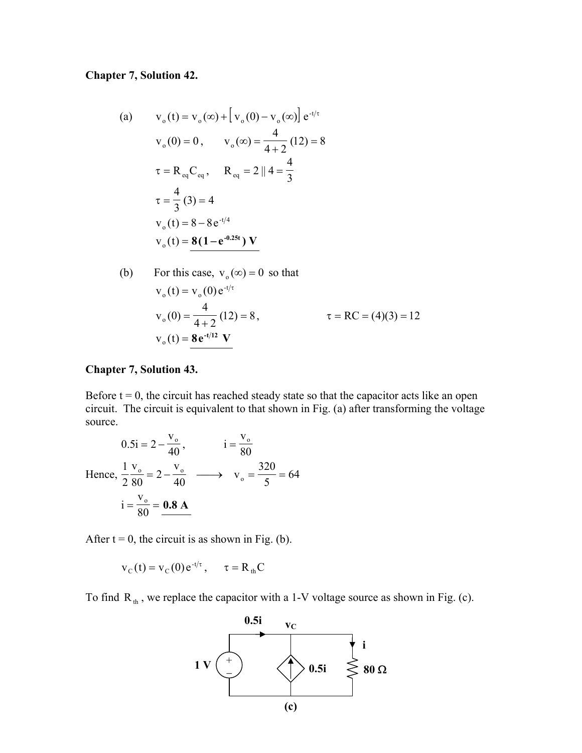**Chapter 7, Solution 42.**

(a) $v_o(t) = v_o(\infty) + \left[ v_o(0) - v_o(\infty) \right] e^{-t/\tau}$

$$v_o(0) = 0, \qquad v_o(\infty) = \frac{4}{4+2}(12) = 8$$

$$\tau = R_{eq} C_{eq}, \qquad R_{eq} = 2 \,||\, 4 = \frac{4}{3}$$

$$\tau = \frac{4}{3}(3) = 4$$

$$v_o(t) = 8 - 8e^{-t/4}$$

$$v_o(t) = \underline{\mathbf{8(1 - e^{-0.25t})\ V}}$$

(b) For this case, $v_o(\infty) = 0$ so that

$$v_o(t) = v_o(0)e^{-t/\tau}$$

$$v_o(0) = \frac{4}{4+2}(12) = 8, \qquad \tau = RC = (4)(3) = 12$$

$$v_o(t) = \underline{\mathbf{8e^{-t/12}\ V}}$$

**Chapter 7, Solution 43.**

Before t = 0, the circuit has reached steady state so that the capacitor acts like an open circuit. The circuit is equivalent to that shown in Fig. (a) after transforming the voltage source.

$$0.5i = 2 - \frac{v_o}{40}, \qquad i = \frac{v_o}{80}$$

Hence, $\dfrac{1}{2}\dfrac{v_o}{80} = 2 - \dfrac{v_o}{40} \longrightarrow v_o = \dfrac{320}{5} = 64$

$$i = \frac{v_o}{80} = \underline{\mathbf{0.8\ A}}$$

After t = 0, the circuit is as shown in Fig. (b).

$$v_C(t) = v_C(0)e^{-t/\tau}, \qquad \tau = R_{th}C$$

To find $R_{th}$, we replace the capacitor with a 1-V voltage source as shown in Fig. (c).

(c)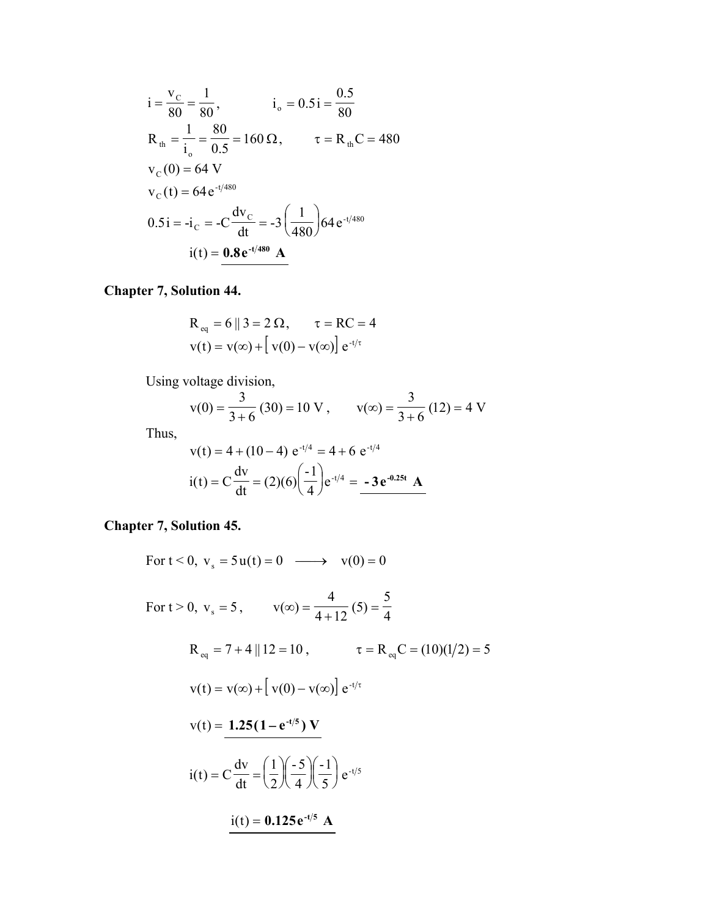$$i = \frac{v_C}{80} = \frac{1}{80}, \qquad i_o = 0.5\,i = \frac{0.5}{80}$$

$$R_{th} = \frac{1}{i_o} = \frac{80}{0.5} = 160\,\Omega, \qquad \tau = R_{th}C = 480$$

$$v_C(0) = 64\text{ V}$$

$$v_C(t) = 64\,e^{-t/480}$$

$$0.5\,i = -i_C = -C\frac{dv_C}{dt} = -3\left(\frac{1}{480}\right)64\,e^{-t/480}$$

$$i(t) = \underline{\mathbf{0.8\,e^{-t/480}\ A}}$$

## Chapter 7, Solution 44.

$$R_{eq} = 6\,\|\,3 = 2\,\Omega, \qquad \tau = RC = 4$$

$$v(t) = v(\infty) + \left[\,v(0) - v(\infty)\right]\,e^{-t/\tau}$$

Using voltage division,

$$v(0) = \frac{3}{3+6}\,(30) = 10\text{ V}, \qquad v(\infty) = \frac{3}{3+6}\,(12) = 4\text{ V}$$

Thus,

$$v(t) = 4 + (10-4)\ e^{-t/4} = 4 + 6\ e^{-t/4}$$

$$i(t) = C\frac{dv}{dt} = (2)(6)\left(\frac{-1}{4}\right)e^{-t/4} = \underline{\mathbf{-3\,e^{-0.25t}\ A}}$$

## Chapter 7, Solution 45.

For $t < 0$, $v_s = 5\,u(t) = 0 \longrightarrow v(0) = 0$

For $t > 0$, $v_s = 5$, $\qquad v(\infty) = \dfrac{4}{4+12}\,(5) = \dfrac{5}{4}$

$$R_{eq} = 7 + 4\,\|\,12 = 10, \qquad \tau = R_{eq}C = (10)(1/2) = 5$$

$$v(t) = v(\infty) + \left[\,v(0) - v(\infty)\right]\,e^{-t/\tau}$$

$$v(t) = \underline{\mathbf{1.25(1 - e^{-t/5})\ V}}$$

$$i(t) = C\frac{dv}{dt} = \left(\frac{1}{2}\right)\left(\frac{-5}{4}\right)\left(\frac{-1}{5}\right)\,e^{-t/5}$$

$$\underline{i(t) = \mathbf{0.125\,e^{-t/5}\ A}}$$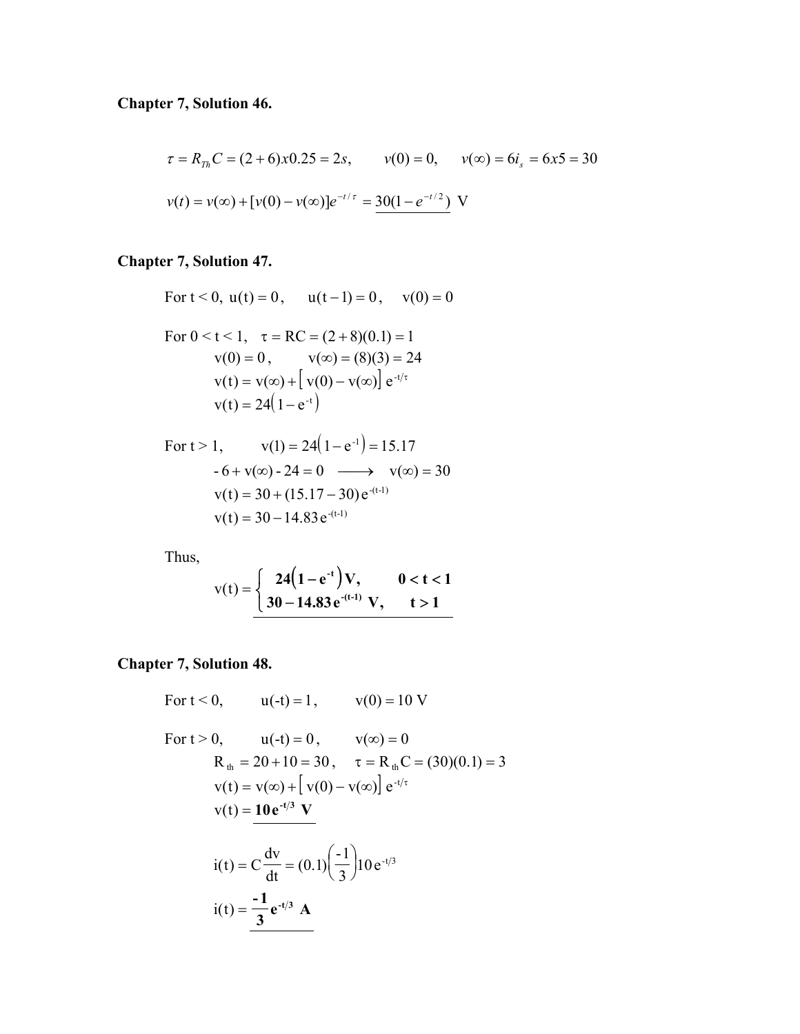## Chapter 7, Solution 46.

$$\tau = R_{Th}C = (2+6)x0.25 = 2s, \qquad v(0) = 0, \qquad v(\infty) = 6i_s = 6x5 = 30$$

$$v(t) = v(\infty) + [v(0) - v(\infty)]e^{-t/\tau} = \underline{30(1 - e^{-t/2})} \text{ V}$$

## Chapter 7, Solution 47.

For t < 0, $u(t) = 0$, $\quad u(t-1) = 0$, $\quad v(0) = 0$

For 0 < t < 1, $\tau = RC = (2+8)(0.1) = 1$

$$v(0) = 0, \qquad v(\infty) = (8)(3) = 24$$

$$v(t) = v(\infty) + \left[\, v(0) - v(\infty) \right] e^{-t/\tau}$$

$$v(t) = 24\left(1 - e^{-t}\right)$$

For t > 1, $\quad v(1) = 24\left(1 - e^{-1}\right) = 15.17$

$$-6 + v(\infty) - 24 = 0 \longrightarrow v(\infty) = 30$$

$$v(t) = 30 + (15.17 - 30)\, e^{-(t-1)}$$

$$v(t) = 30 - 14.83\, e^{-(t-1)}$$

Thus,

$$v(t) = \begin{cases} \mathbf{24\left(1 - e^{-t}\right) V,} & \mathbf{0 < t < 1} \\ \mathbf{30 - 14.83\, e^{-(t-1)}\ V,} & \mathbf{t > 1} \end{cases}$$

## Chapter 7, Solution 48.

For t < 0, $\quad u(-t) = 1$, $\quad v(0) = 10$ V

For t > 0, $\quad u(-t) = 0$, $\quad v(\infty) = 0$

$$R_{th} = 20 + 10 = 30, \quad \tau = R_{th}C = (30)(0.1) = 3$$

$$v(t) = v(\infty) + \left[\, v(0) - v(\infty) \right] e^{-t/\tau}$$

$$v(t) = \underline{\mathbf{10\, e^{-t/3}\ V}}$$

$$i(t) = C\frac{dv}{dt} = (0.1)\left(\frac{-1}{3}\right)10\, e^{-t/3}$$

$$i(t) = \underline{\mathbf{\frac{-1}{3} e^{-t/3}\ A}}$$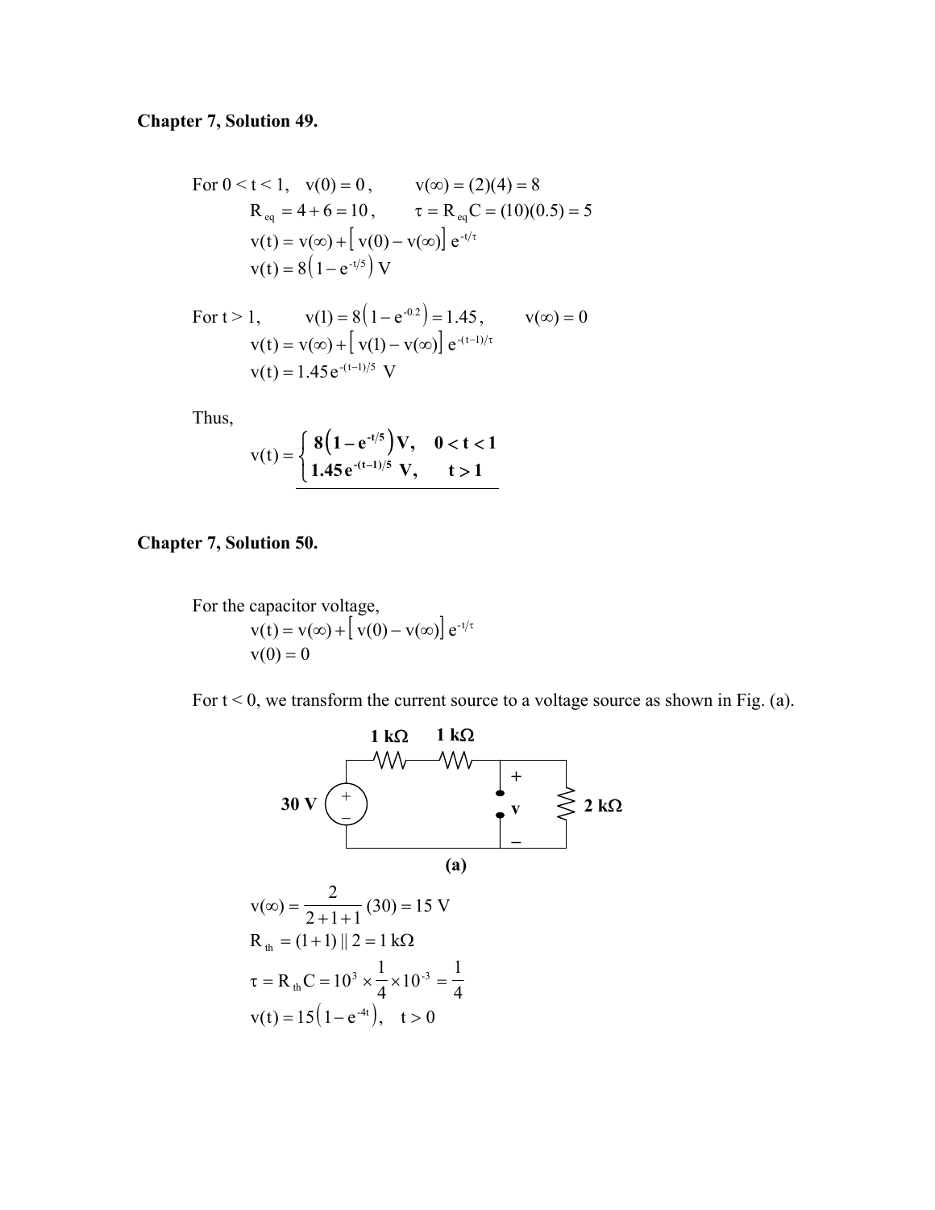**Chapter 7, Solution 49.**

For $0 < t < 1$, $\quad v(0) = 0$, $\qquad v(\infty) = (2)(4) = 8$

$$R_{eq} = 4 + 6 = 10, \qquad \tau = R_{eq}C = (10)(0.5) = 5$$

$$v(t) = v(\infty) + \left[\, v(0) - v(\infty) \right] e^{-t/\tau}$$

$$v(t) = 8\left(1 - e^{-t/5}\right) \text{ V}$$

For $t > 1$, $\qquad v(1) = 8\left(1 - e^{-0.2}\right) = 1.45$, $\qquad v(\infty) = 0$

$$v(t) = v(\infty) + \left[\, v(1) - v(\infty) \right] e^{-(t-1)/\tau}$$

$$v(t) = 1.45\, e^{-(t-1)/5} \text{ V}$$

Thus,

$$v(t) = \begin{cases} \mathbf{8\left(1 - e^{-t/5}\right) V}, & \mathbf{0 < t < 1} \\ \mathbf{1.45\, e^{-(t-1)/5} \ V}, & \mathbf{t > 1} \end{cases}$$

**Chapter 7, Solution 50.**

For the capacitor voltage,

$$v(t) = v(\infty) + \left[\, v(0) - v(\infty) \right] e^{-t/\tau}$$

$$v(0) = 0$$

For $t < 0$, we transform the current source to a voltage source as shown in Fig. (a).

(a)

$$v(\infty) = \frac{2}{2+1+1}(30) = 15 \text{ V}$$

$$R_{th} = (1+1) \,||\, 2 = 1 \text{ k}\Omega$$

$$\tau = R_{th}C = 10^3 \times \frac{1}{4} \times 10^{-3} = \frac{1}{4}$$

$$v(t) = 15\left(1 - e^{-4t}\right), \quad t > 0$$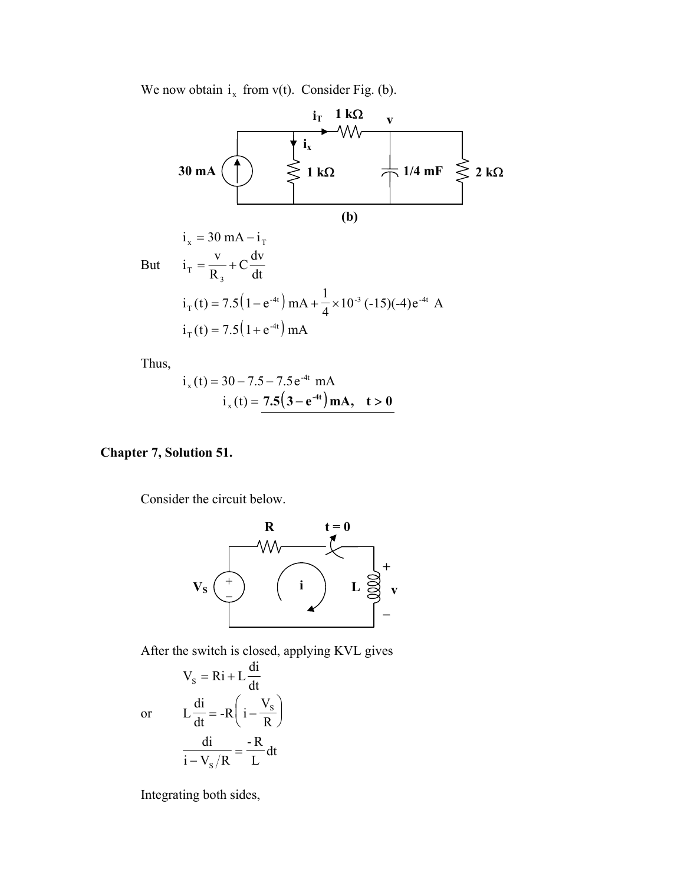We now obtain $i_x$ from v(t). Consider Fig. (b).

(b)

$$i_x = 30 \text{ mA} - i_T$$

But $\quad i_T = \dfrac{v}{R_3} + C\dfrac{dv}{dt}$

$$i_T(t) = 7.5\left(1 - e^{-4t}\right) \text{ mA} + \frac{1}{4} \times 10^{-3} \, (-15)(-4)e^{-4t} \text{ A}$$

$$i_T(t) = 7.5\left(1 + e^{-4t}\right) \text{ mA}$$

Thus,

$$i_x(t) = 30 - 7.5 - 7.5e^{-4t} \text{ mA}$$

$$i_x(t) = \underline{\mathbf{7.5\left(3 - e^{-4t}\right) mA, \quad t > 0}}$$

## Chapter 7, Solution 51.

Consider the circuit below.

After the switch is closed, applying KVL gives

$$V_S = Ri + L\frac{di}{dt}$$

or $\quad L\dfrac{di}{dt} = \text{-}R\left(i - \dfrac{V_S}{R}\right)$

$$\frac{di}{i - V_S/R} = \frac{\text{-}R}{L}dt$$

Integrating both sides,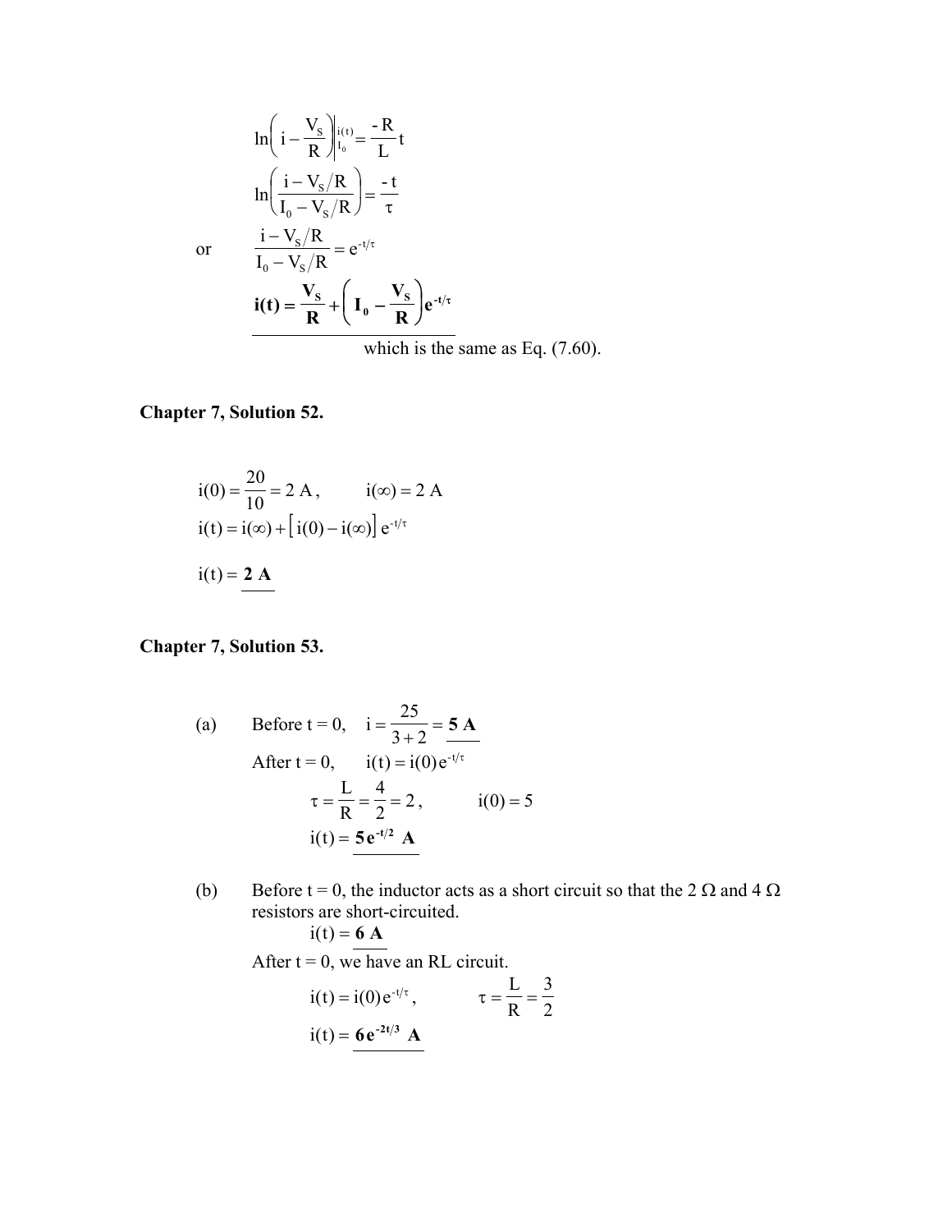$$\ln\left(i - \frac{V_S}{R}\right)\bigg|_{I_0}^{i(t)} = \frac{-R}{L}t$$

$$\ln\left(\frac{i - V_S/R}{I_0 - V_S/R}\right) = \frac{-t}{\tau}$$

or

$$\frac{i - V_S/R}{I_0 - V_S/R} = e^{-t/\tau}$$

$$\mathbf{i(t) = \frac{V_S}{R} + \left(I_0 - \frac{V_S}{R}\right)e^{-t/\tau}}$$

which is the same as Eq. (7.60).

**Chapter 7, Solution 52.**

$$i(0) = \frac{20}{10} = 2 \text{ A}, \qquad i(\infty) = 2 \text{ A}$$

$$i(t) = i(\infty) + \left[\, i(0) - i(\infty)\right] e^{-t/\tau}$$

$$i(t) = \mathbf{2 \text{ A}}$$

**Chapter 7, Solution 53.**

(a) Before t = 0, $i = \dfrac{25}{3+2} = \mathbf{5 \text{ A}}$

After t = 0, $i(t) = i(0)\,e^{-t/\tau}$

$$\tau = \frac{L}{R} = \frac{4}{2} = 2, \qquad i(0) = 5$$

$$i(t) = \mathbf{5\,e^{-t/2} \text{ A}}$$

(b) Before t = 0, the inductor acts as a short circuit so that the 2 Ω and 4 Ω resistors are short-circuited.

$$i(t) = \mathbf{6 \text{ A}}$$

After t = 0, we have an RL circuit.

$$i(t) = i(0)\,e^{-t/\tau}, \qquad \tau = \frac{L}{R} = \frac{3}{2}$$

$$i(t) = \mathbf{6\,e^{-2t/3} \text{ A}}$$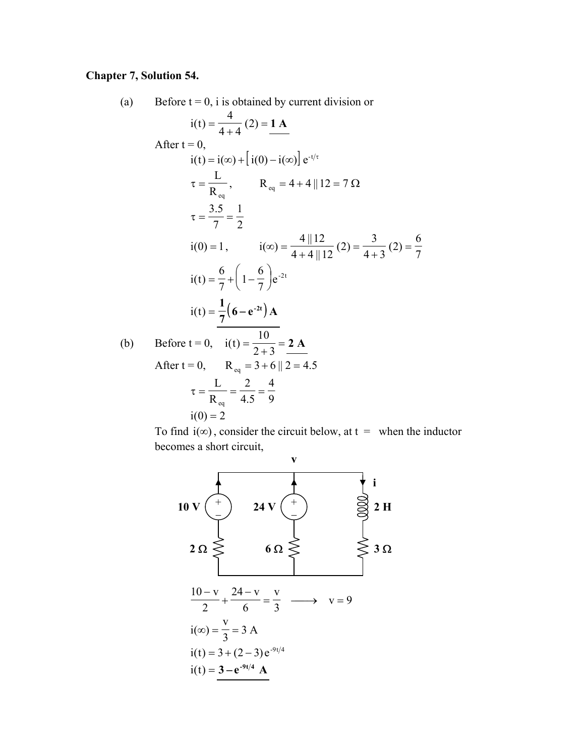**Chapter 7, Solution 54.**

(a) Before t = 0, i is obtained by current division or

$$i(t) = \frac{4}{4+4}(2) = \mathbf{1\ A}$$

After t = 0,

$$i(t) = i(\infty) + \left[ i(0) - i(\infty) \right] e^{-t/\tau}$$

$$\tau = \frac{L}{R_{eq}}, \qquad R_{eq} = 4 + 4 \,||\, 12 = 7\ \Omega$$

$$\tau = \frac{3.5}{7} = \frac{1}{2}$$

$$i(0) = 1, \qquad i(\infty) = \frac{4 \,||\, 12}{4 + 4 \,||\, 12}(2) = \frac{3}{4+3}(2) = \frac{6}{7}$$

$$i(t) = \frac{6}{7} + \left( 1 - \frac{6}{7} \right) e^{-2t}$$

$$i(t) = \mathbf{\frac{1}{7}\left(6 - e^{-2t}\right)\ A}$$

(b) Before t = 0, $i(t) = \dfrac{10}{2+3} = \mathbf{2\ A}$

After t = 0, $R_{eq} = 3 + 6 \,||\, 2 = 4.5$

$$\tau = \frac{L}{R_{eq}} = \frac{2}{4.5} = \frac{4}{9}$$

$$i(0) = 2$$

To find $i(\infty)$, consider the circuit below, at t = when the inductor becomes a short circuit,

v

10 V  24 V  i  2 H

2 Ω  6 Ω  3 Ω

$$\frac{10 - v}{2} + \frac{24 - v}{6} = \frac{v}{3} \longrightarrow v = 9$$

$$i(\infty) = \frac{v}{3} = 3\ A$$

$$i(t) = 3 + (2 - 3)e^{-9t/4}$$

$$i(t) = \mathbf{3 - e^{-9t/4}\ A}$$